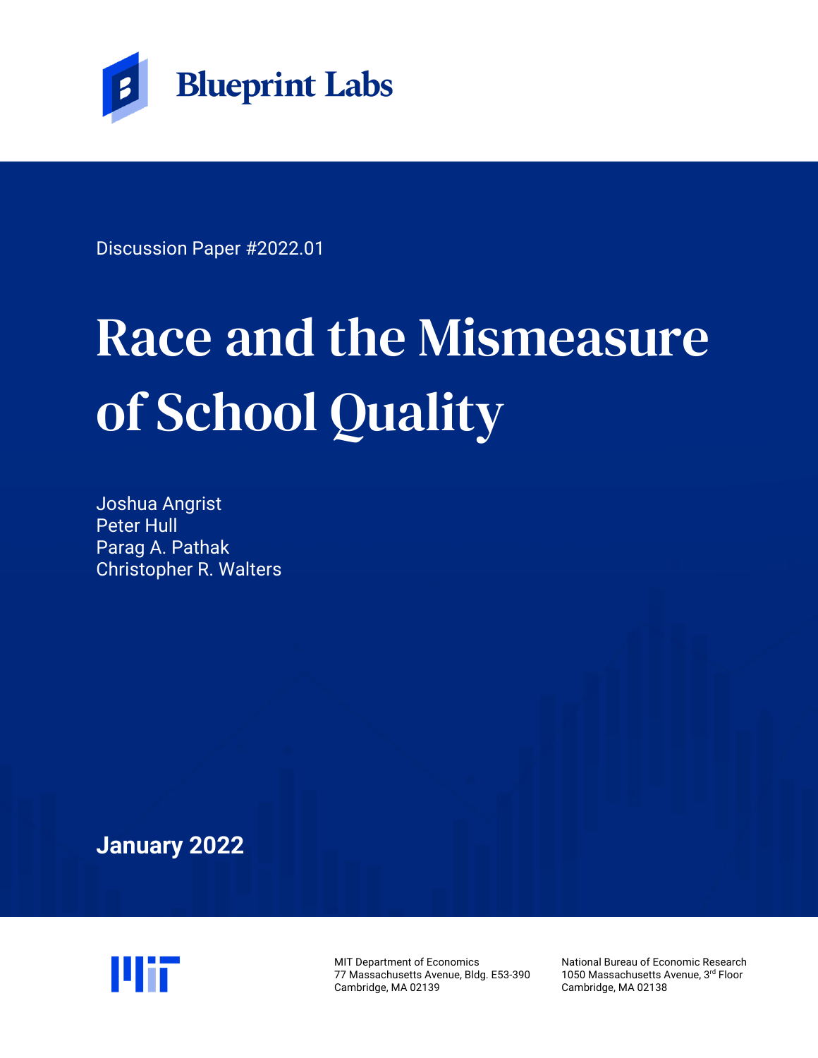Blueprint Labs

Discussion Paper #2022.01

# Race and the Mismeasure of School Quality

Joshua Angrist
Peter Hull
Parag A. Pathak
Christopher R. Walters

**January 2022**

MIT Department of Economics
77 Massachusetts Avenue, Bldg. E53-390
Cambridge, MA 02139

National Bureau of Economic Research
1050 Massachusetts Avenue, 3rd Floor
Cambridge, MA 02138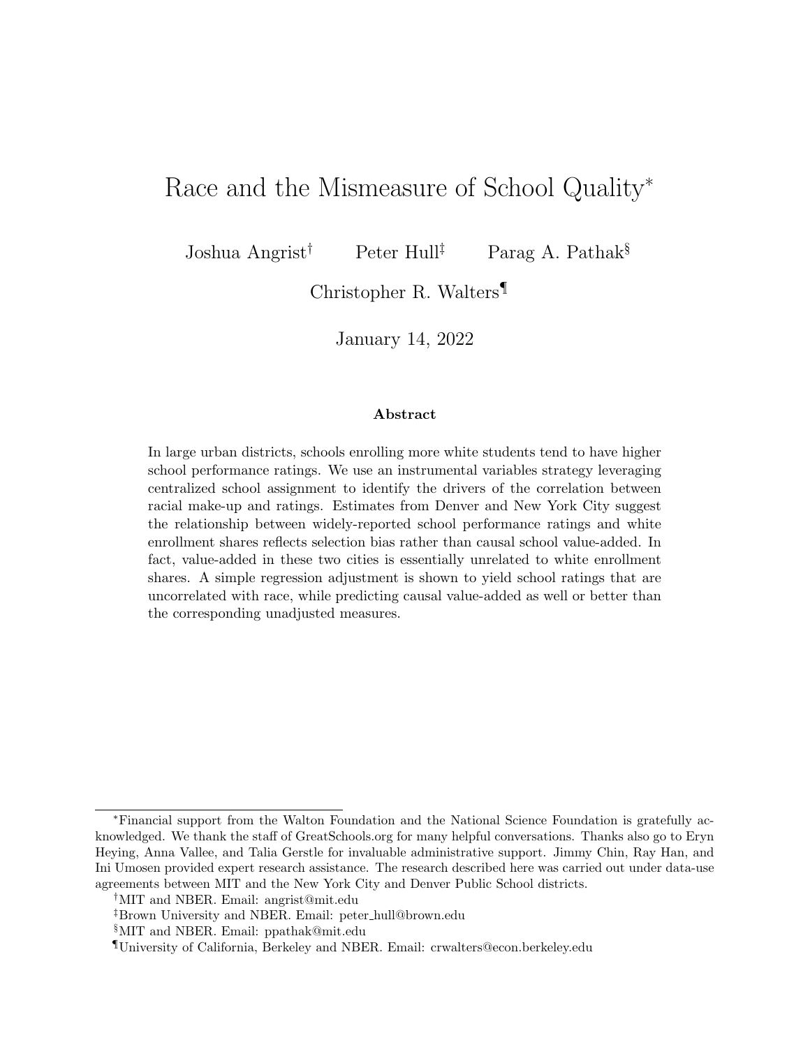# Race and the Mismeasure of School Quality*

Joshua Angrist[†] Peter Hull[‡] Parag A. Pathak[§]

Christopher R. Walters[¶]

January 14, 2022

**Abstract**

In large urban districts, schools enrolling more white students tend to have higher school performance ratings. We use an instrumental variables strategy leveraging centralized school assignment to identify the drivers of the correlation between racial make-up and ratings. Estimates from Denver and New York City suggest the relationship between widely-reported school performance ratings and white enrollment shares reflects selection bias rather than causal school value-added. In fact, value-added in these two cities is essentially unrelated to white enrollment shares. A simple regression adjustment is shown to yield school ratings that are uncorrelated with race, while predicting causal value-added as well or better than the corresponding unadjusted measures.

---

*Financial support from the Walton Foundation and the National Science Foundation is gratefully acknowledged. We thank the staff of GreatSchools.org for many helpful conversations. Thanks also go to Eryn Heying, Anna Vallee, and Talia Gerstle for invaluable administrative support. Jimmy Chin, Ray Han, and Ini Umosen provided expert research assistance. The research described here was carried out under data-use agreements between MIT and the New York City and Denver Public School districts.

[†]MIT and NBER. Email: angrist@mit.edu

[‡]Brown University and NBER. Email: peter_hull@brown.edu

[§]MIT and NBER. Email: ppathak@mit.edu

[¶]University of California, Berkeley and NBER. Email: crwalters@econ.berkeley.edu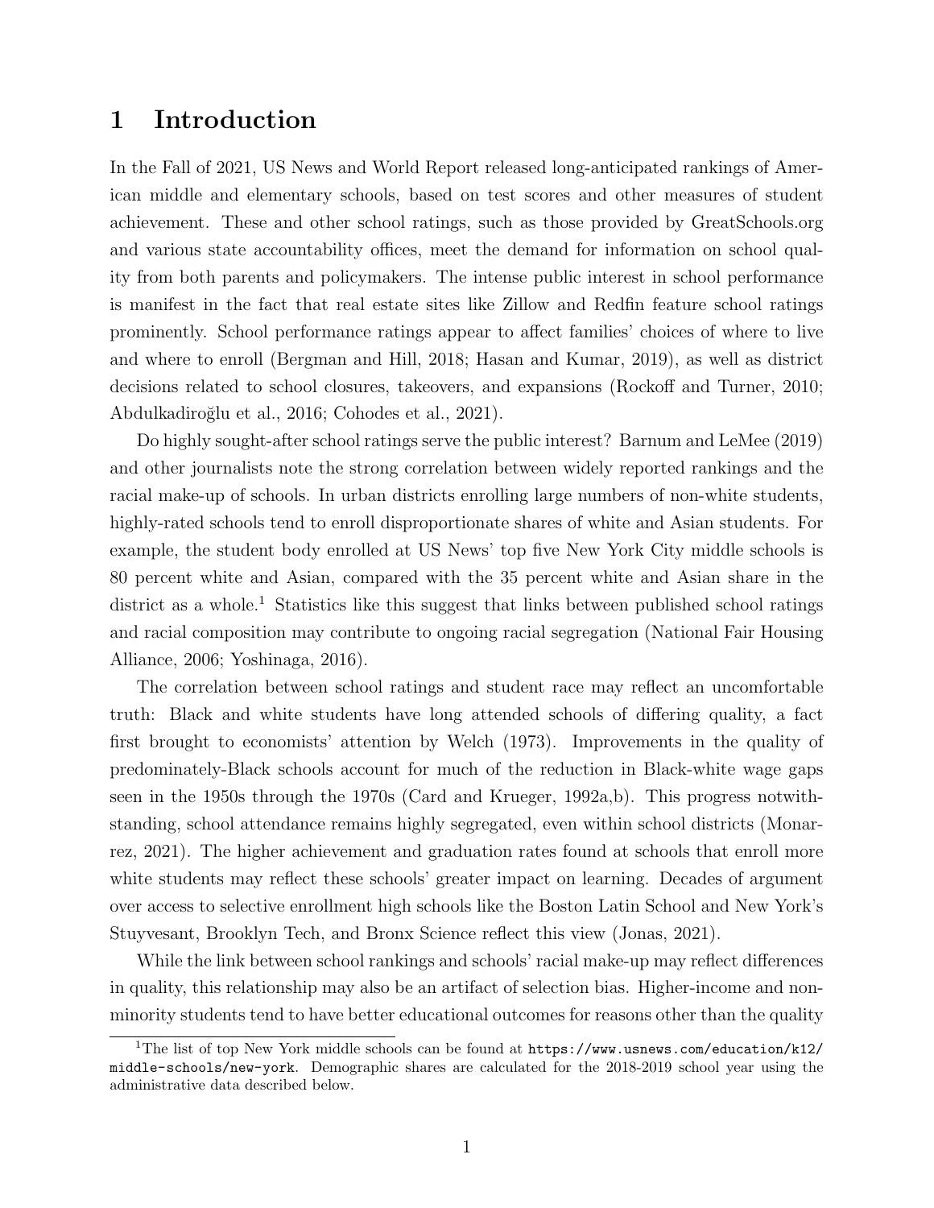# 1 Introduction

In the Fall of 2021, US News and World Report released long-anticipated rankings of American middle and elementary schools, based on test scores and other measures of student achievement. These and other school ratings, such as those provided by GreatSchools.org and various state accountability offices, meet the demand for information on school quality from both parents and policymakers. The intense public interest in school performance is manifest in the fact that real estate sites like Zillow and Redfin feature school ratings prominently. School performance ratings appear to affect families' choices of where to live and where to enroll (Bergman and Hill, 2018; Hasan and Kumar, 2019), as well as district decisions related to school closures, takeovers, and expansions (Rockoff and Turner, 2010; Abdulkadiroğlu et al., 2016; Cohodes et al., 2021).

Do highly sought-after school ratings serve the public interest? Barnum and LeMee (2019) and other journalists note the strong correlation between widely reported rankings and the racial make-up of schools. In urban districts enrolling large numbers of non-white students, highly-rated schools tend to enroll disproportionate shares of white and Asian students. For example, the student body enrolled at US News' top five New York City middle schools is 80 percent white and Asian, compared with the 35 percent white and Asian share in the district as a whole.[1] Statistics like this suggest that links between published school ratings and racial composition may contribute to ongoing racial segregation (National Fair Housing Alliance, 2006; Yoshinaga, 2016).

The correlation between school ratings and student race may reflect an uncomfortable truth: Black and white students have long attended schools of differing quality, a fact first brought to economists' attention by Welch (1973). Improvements in the quality of predominately-Black schools account for much of the reduction in Black-white wage gaps seen in the 1950s through the 1970s (Card and Krueger, 1992a,b). This progress notwithstanding, school attendance remains highly segregated, even within school districts (Monarrez, 2021). The higher achievement and graduation rates found at schools that enroll more white students may reflect these schools' greater impact on learning. Decades of argument over access to selective enrollment high schools like the Boston Latin School and New York's Stuyvesant, Brooklyn Tech, and Bronx Science reflect this view (Jonas, 2021).

While the link between school rankings and schools' racial make-up may reflect differences in quality, this relationship may also be an artifact of selection bias. Higher-income and non-minority students tend to have better educational outcomes for reasons other than the quality

[1] The list of top New York middle schools can be found at https://www.usnews.com/education/k12/middle-schools/new-york. Demographic shares are calculated for the 2018-2019 school year using the administrative data described below.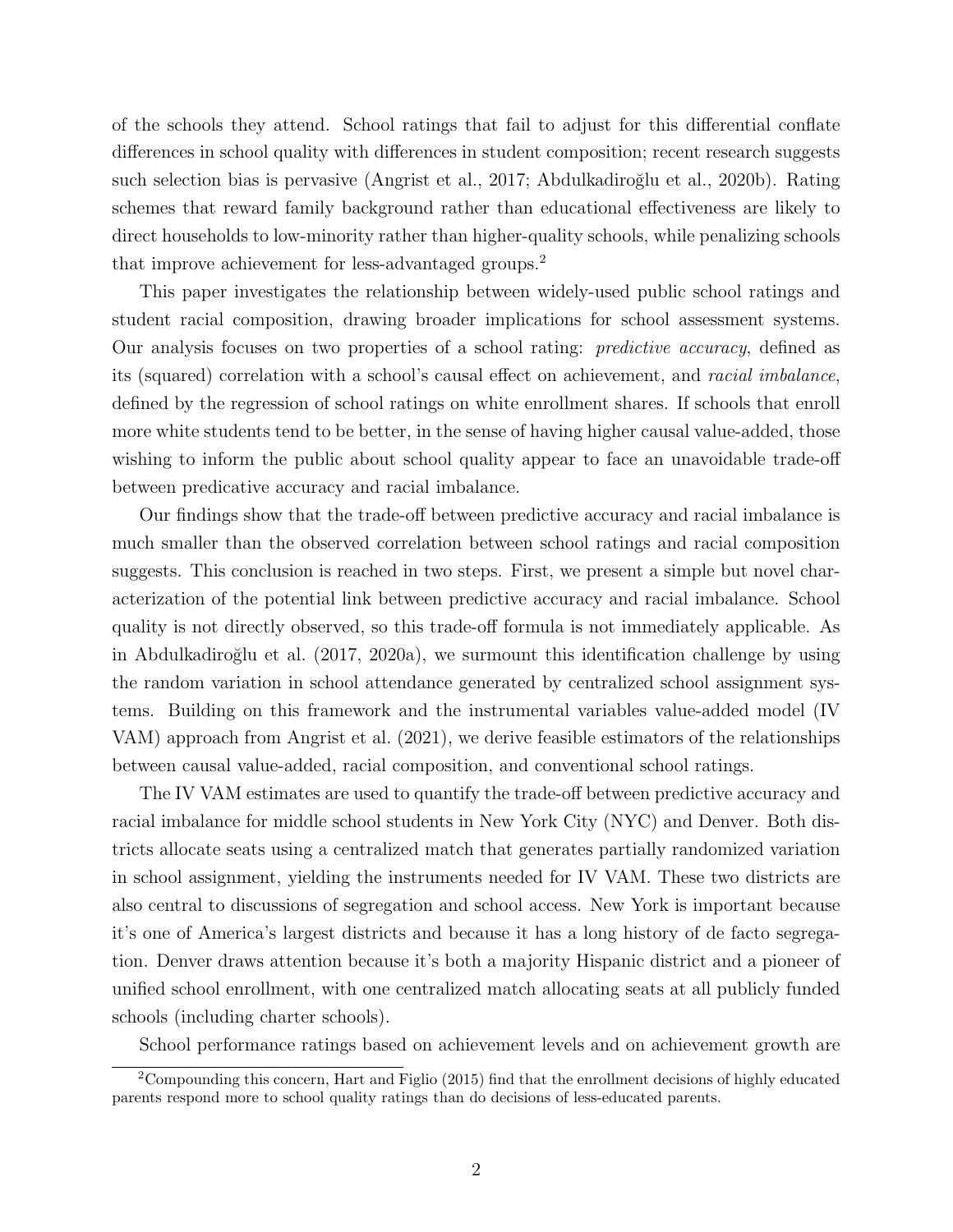of the schools they attend. School ratings that fail to adjust for this differential conflate differences in school quality with differences in student composition; recent research suggests such selection bias is pervasive (Angrist et al., 2017; Abdulkadiroğlu et al., 2020b). Rating schemes that reward family background rather than educational effectiveness are likely to direct households to low-minority rather than higher-quality schools, while penalizing schools that improve achievement for less-advantaged groups.[2]

This paper investigates the relationship between widely-used public school ratings and student racial composition, drawing broader implications for school assessment systems. Our analysis focuses on two properties of a school rating: *predictive accuracy*, defined as its (squared) correlation with a school's causal effect on achievement, and *racial imbalance*, defined by the regression of school ratings on white enrollment shares. If schools that enroll more white students tend to be better, in the sense of having higher causal value-added, those wishing to inform the public about school quality appear to face an unavoidable trade-off between predicative accuracy and racial imbalance.

Our findings show that the trade-off between predictive accuracy and racial imbalance is much smaller than the observed correlation between school ratings and racial composition suggests. This conclusion is reached in two steps. First, we present a simple but novel characterization of the potential link between predictive accuracy and racial imbalance. School quality is not directly observed, so this trade-off formula is not immediately applicable. As in Abdulkadiroğlu et al. (2017, 2020a), we surmount this identification challenge by using the random variation in school attendance generated by centralized school assignment systems. Building on this framework and the instrumental variables value-added model (IV VAM) approach from Angrist et al. (2021), we derive feasible estimators of the relationships between causal value-added, racial composition, and conventional school ratings.

The IV VAM estimates are used to quantify the trade-off between predictive accuracy and racial imbalance for middle school students in New York City (NYC) and Denver. Both districts allocate seats using a centralized match that generates partially randomized variation in school assignment, yielding the instruments needed for IV VAM. These two districts are also central to discussions of segregation and school access. New York is important because it's one of America's largest districts and because it has a long history of de facto segregation. Denver draws attention because it's both a majority Hispanic district and a pioneer of unified school enrollment, with one centralized match allocating seats at all publicly funded schools (including charter schools).

School performance ratings based on achievement levels and on achievement growth are

[2] Compounding this concern, Hart and Figlio (2015) find that the enrollment decisions of highly educated parents respond more to school quality ratings than do decisions of less-educated parents.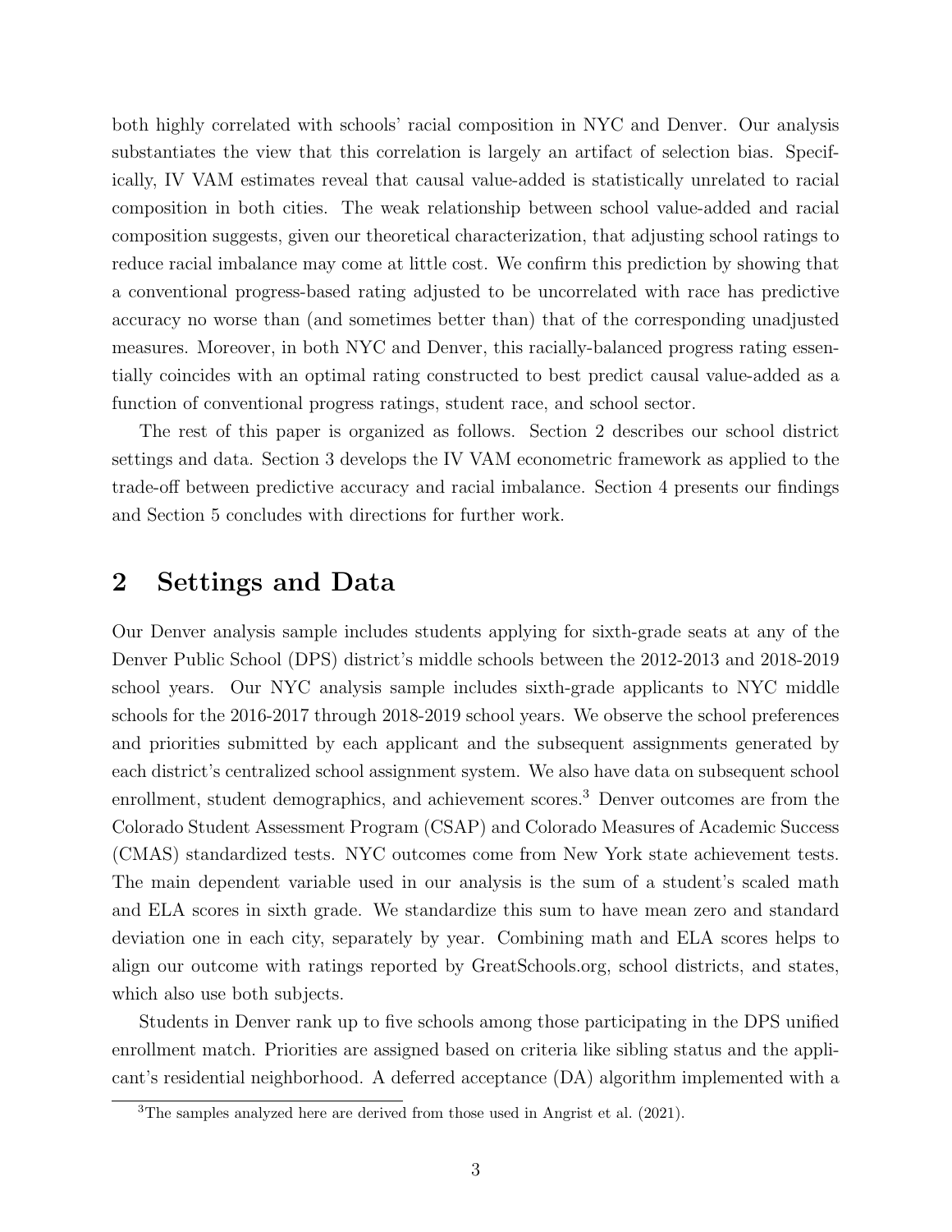both highly correlated with schools' racial composition in NYC and Denver. Our analysis substantiates the view that this correlation is largely an artifact of selection bias. Specifically, IV VAM estimates reveal that causal value-added is statistically unrelated to racial composition in both cities. The weak relationship between school value-added and racial composition suggests, given our theoretical characterization, that adjusting school ratings to reduce racial imbalance may come at little cost. We confirm this prediction by showing that a conventional progress-based rating adjusted to be uncorrelated with race has predictive accuracy no worse than (and sometimes better than) that of the corresponding unadjusted measures. Moreover, in both NYC and Denver, this racially-balanced progress rating essentially coincides with an optimal rating constructed to best predict causal value-added as a function of conventional progress ratings, student race, and school sector.

The rest of this paper is organized as follows. Section 2 describes our school district settings and data. Section 3 develops the IV VAM econometric framework as applied to the trade-off between predictive accuracy and racial imbalance. Section 4 presents our findings and Section 5 concludes with directions for further work.

## 2 Settings and Data

Our Denver analysis sample includes students applying for sixth-grade seats at any of the Denver Public School (DPS) district's middle schools between the 2012-2013 and 2018-2019 school years. Our NYC analysis sample includes sixth-grade applicants to NYC middle schools for the 2016-2017 through 2018-2019 school years. We observe the school preferences and priorities submitted by each applicant and the subsequent assignments generated by each district's centralized school assignment system. We also have data on subsequent school enrollment, student demographics, and achievement scores.[3] Denver outcomes are from the Colorado Student Assessment Program (CSAP) and Colorado Measures of Academic Success (CMAS) standardized tests. NYC outcomes come from New York state achievement tests. The main dependent variable used in our analysis is the sum of a student's scaled math and ELA scores in sixth grade. We standardize this sum to have mean zero and standard deviation one in each city, separately by year. Combining math and ELA scores helps to align our outcome with ratings reported by GreatSchools.org, school districts, and states, which also use both subjects.

Students in Denver rank up to five schools among those participating in the DPS unified enrollment match. Priorities are assigned based on criteria like sibling status and the applicant's residential neighborhood. A deferred acceptance (DA) algorithm implemented with a

[3] The samples analyzed here are derived from those used in Angrist et al. (2021).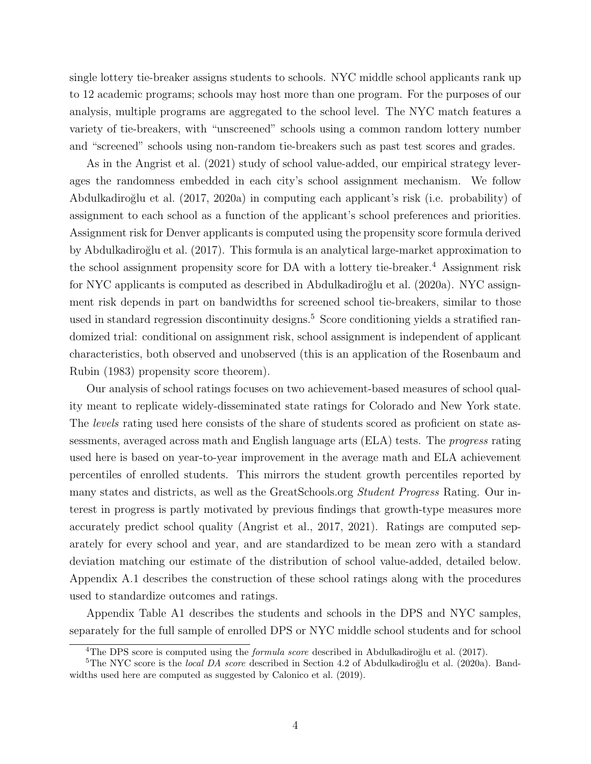single lottery tie-breaker assigns students to schools. NYC middle school applicants rank up to 12 academic programs; schools may host more than one program. For the purposes of our analysis, multiple programs are aggregated to the school level. The NYC match features a variety of tie-breakers, with "unscreened" schools using a common random lottery number and "screened" schools using non-random tie-breakers such as past test scores and grades.

As in the Angrist et al. (2021) study of school value-added, our empirical strategy leverages the randomness embedded in each city's school assignment mechanism. We follow Abdulkadiroğlu et al. (2017, 2020a) in computing each applicant's risk (i.e. probability) of assignment to each school as a function of the applicant's school preferences and priorities. Assignment risk for Denver applicants is computed using the propensity score formula derived by Abdulkadiroğlu et al. (2017). This formula is an analytical large-market approximation to the school assignment propensity score for DA with a lottery tie-breaker.[4] Assignment risk for NYC applicants is computed as described in Abdulkadiroğlu et al. (2020a). NYC assignment risk depends in part on bandwidths for screened school tie-breakers, similar to those used in standard regression discontinuity designs.[5] Score conditioning yields a stratified randomized trial: conditional on assignment risk, school assignment is independent of applicant characteristics, both observed and unobserved (this is an application of the Rosenbaum and Rubin (1983) propensity score theorem).

Our analysis of school ratings focuses on two achievement-based measures of school quality meant to replicate widely-disseminated state ratings for Colorado and New York state. The *levels* rating used here consists of the share of students scored as proficient on state assessments, averaged across math and English language arts (ELA) tests. The *progress* rating used here is based on year-to-year improvement in the average math and ELA achievement percentiles of enrolled students. This mirrors the student growth percentiles reported by many states and districts, as well as the GreatSchools.org *Student Progress* Rating. Our interest in progress is partly motivated by previous findings that growth-type measures more accurately predict school quality (Angrist et al., 2017, 2021). Ratings are computed separately for every school and year, and are standardized to be mean zero with a standard deviation matching our estimate of the distribution of school value-added, detailed below. Appendix A.1 describes the construction of these school ratings along with the procedures used to standardize outcomes and ratings.

Appendix Table A1 describes the students and schools in the DPS and NYC samples, separately for the full sample of enrolled DPS or NYC middle school students and for school

---

[4] The DPS score is computed using the *formula score* described in Abdulkadiroğlu et al. (2017).

[5] The NYC score is the *local DA score* described in Section 4.2 of Abdulkadiroğlu et al. (2020a). Bandwidths used here are computed as suggested by Calonico et al. (2019).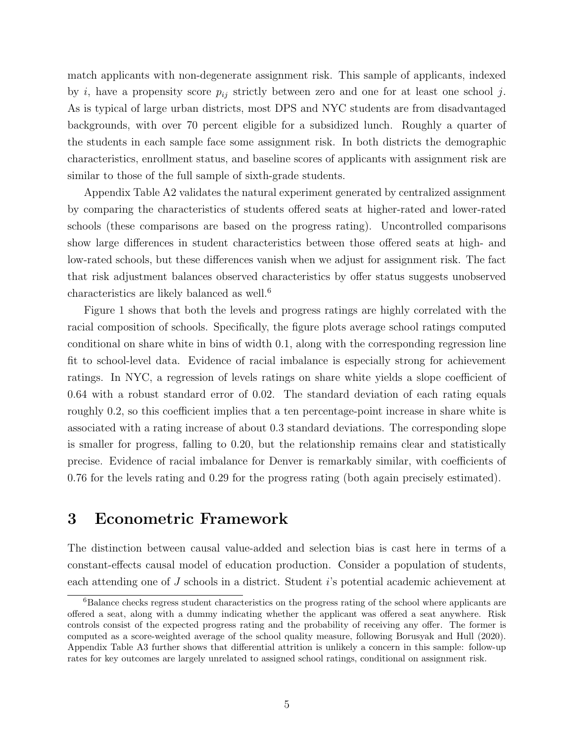match applicants with non-degenerate assignment risk. This sample of applicants, indexed by $i$, have a propensity score $p_{ij}$ strictly between zero and one for at least one school $j$. As is typical of large urban districts, most DPS and NYC students are from disadvantaged backgrounds, with over 70 percent eligible for a subsidized lunch. Roughly a quarter of the students in each sample face some assignment risk. In both districts the demographic characteristics, enrollment status, and baseline scores of applicants with assignment risk are similar to those of the full sample of sixth-grade students.

Appendix Table A2 validates the natural experiment generated by centralized assignment by comparing the characteristics of students offered seats at higher-rated and lower-rated schools (these comparisons are based on the progress rating). Uncontrolled comparisons show large differences in student characteristics between those offered seats at high- and low-rated schools, but these differences vanish when we adjust for assignment risk. The fact that risk adjustment balances observed characteristics by offer status suggests unobserved characteristics are likely balanced as well.[6]

Figure 1 shows that both the levels and progress ratings are highly correlated with the racial composition of schools. Specifically, the figure plots average school ratings computed conditional on share white in bins of width 0.1, along with the corresponding regression line fit to school-level data. Evidence of racial imbalance is especially strong for achievement ratings. In NYC, a regression of levels ratings on share white yields a slope coefficient of 0.64 with a robust standard error of 0.02. The standard deviation of each rating equals roughly 0.2, so this coefficient implies that a ten percentage-point increase in share white is associated with a rating increase of about 0.3 standard deviations. The corresponding slope is smaller for progress, falling to 0.20, but the relationship remains clear and statistically precise. Evidence of racial imbalance for Denver is remarkably similar, with coefficients of 0.76 for the levels rating and 0.29 for the progress rating (both again precisely estimated).

# 3 Econometric Framework

The distinction between causal value-added and selection bias is cast here in terms of a constant-effects causal model of education production. Consider a population of students, each attending one of $J$ schools in a district. Student $i$'s potential academic achievement at

[6] Balance checks regress student characteristics on the progress rating of the school where applicants are offered a seat, along with a dummy indicating whether the applicant was offered a seat anywhere. Risk controls consist of the expected progress rating and the probability of receiving any offer. The former is computed as a score-weighted average of the school quality measure, following Borusyak and Hull (2020). Appendix Table A3 further shows that differential attrition is unlikely a concern in this sample: follow-up rates for key outcomes are largely unrelated to assigned school ratings, conditional on assignment risk.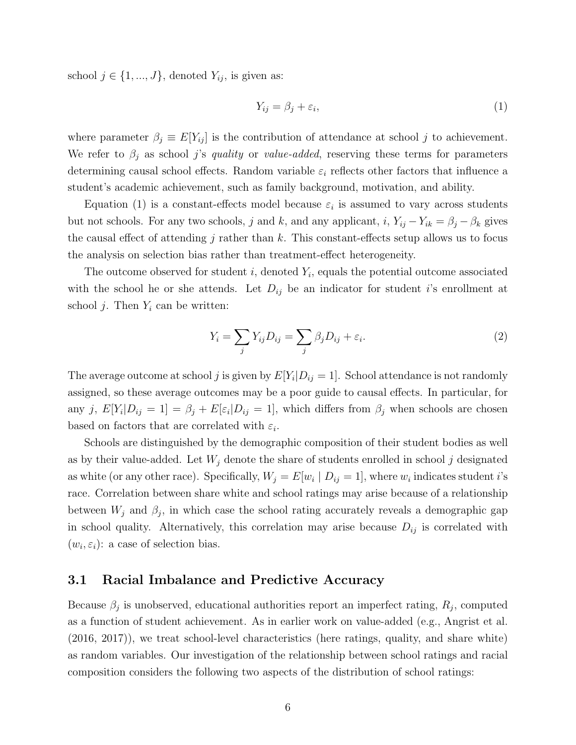school $j \in \{1, ..., J\}$, denoted $Y_{ij}$, is given as:

$$Y_{ij} = \beta_j + \varepsilon_i, \tag{1}$$

where parameter $\beta_j \equiv E[Y_{ij}]$ is the contribution of attendance at school $j$ to achievement. We refer to $\beta_j$ as school $j$'s *quality* or *value-added*, reserving these terms for parameters determining causal school effects. Random variable $\varepsilon_i$ reflects other factors that influence a student's academic achievement, such as family background, motivation, and ability.

Equation (1) is a constant-effects model because $\varepsilon_i$ is assumed to vary across students but not schools. For any two schools, $j$ and $k$, and any applicant, $i$, $Y_{ij} - Y_{ik} = \beta_j - \beta_k$ gives the causal effect of attending $j$ rather than $k$. This constant-effects setup allows us to focus the analysis on selection bias rather than treatment-effect heterogeneity.

The outcome observed for student $i$, denoted $Y_i$, equals the potential outcome associated with the school he or she attends. Let $D_{ij}$ be an indicator for student $i$'s enrollment at school $j$. Then $Y_i$ can be written:

$$Y_i = \sum_j Y_{ij} D_{ij} = \sum_j \beta_j D_{ij} + \varepsilon_i. \tag{2}$$

The average outcome at school $j$ is given by $E[Y_i | D_{ij} = 1]$. School attendance is not randomly assigned, so these average outcomes may be a poor guide to causal effects. In particular, for any $j$, $E[Y_i | D_{ij} = 1] = \beta_j + E[\varepsilon_i | D_{ij} = 1]$, which differs from $\beta_j$ when schools are chosen based on factors that are correlated with $\varepsilon_i$.

Schools are distinguished by the demographic composition of their student bodies as well as by their value-added. Let $W_j$ denote the share of students enrolled in school $j$ designated as white (or any other race). Specifically, $W_j = E[w_i \mid D_{ij} = 1]$, where $w_i$ indicates student $i$'s race. Correlation between share white and school ratings may arise because of a relationship between $W_j$ and $\beta_j$, in which case the school rating accurately reveals a demographic gap in school quality. Alternatively, this correlation may arise because $D_{ij}$ is correlated with $(w_i, \varepsilon_i)$: a case of selection bias.

### 3.1 Racial Imbalance and Predictive Accuracy

Because $\beta_j$ is unobserved, educational authorities report an imperfect rating, $R_j$, computed as a function of student achievement. As in earlier work on value-added (e.g., Angrist et al. (2016, 2017)), we treat school-level characteristics (here ratings, quality, and share white) as random variables. Our investigation of the relationship between school ratings and racial composition considers the following two aspects of the distribution of school ratings: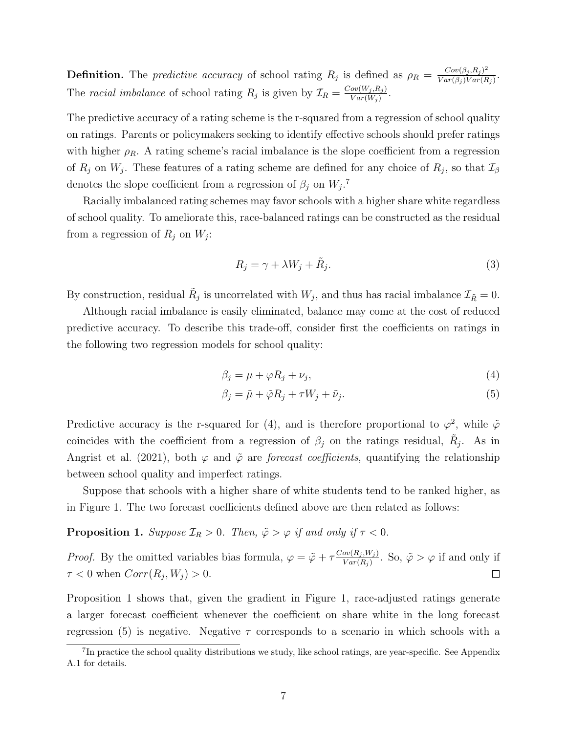**Definition.** The *predictive accuracy* of school rating $R_j$ is defined as $\rho_R = \frac{Cov(\beta_j, R_j)^2}{Var(\beta_j)Var(R_j)}$. The *racial imbalance* of school rating $R_j$ is given by $\mathcal{I}_R = \frac{Cov(W_j, R_j)}{Var(W_j)}$.

The predictive accuracy of a rating scheme is the r-squared from a regression of school quality on ratings. Parents or policymakers seeking to identify effective schools should prefer ratings with higher $\rho_R$. A rating scheme's racial imbalance is the slope coefficient from a regression of $R_j$ on $W_j$. These features of a rating scheme are defined for any choice of $R_j$, so that $\mathcal{I}_\beta$ denotes the slope coefficient from a regression of $\beta_j$ on $W_j$.[7]

Racially imbalanced rating schemes may favor schools with a higher share white regardless of school quality. To ameliorate this, race-balanced ratings can be constructed as the residual from a regression of $R_j$ on $W_j$:

$$R_j = \gamma + \lambda W_j + \tilde{R}_j. \tag{3}$$

By construction, residual $\tilde{R}_j$ is uncorrelated with $W_j$, and thus has racial imbalance $\mathcal{I}_{\tilde{R}} = 0$.

Although racial imbalance is easily eliminated, balance may come at the cost of reduced predictive accuracy. To describe this trade-off, consider first the coefficients on ratings in the following two regression models for school quality:

$$\beta_j = \mu + \varphi R_j + \nu_j, \tag{4}$$

$$\beta_j = \tilde{\mu} + \tilde{\varphi} R_j + \tau W_j + \tilde{\nu}_j. \tag{5}$$

Predictive accuracy is the r-squared for (4), and is therefore proportional to $\varphi^2$, while $\tilde{\varphi}$ coincides with the coefficient from a regression of $\beta_j$ on the ratings residual, $\tilde{R}_j$. As in Angrist et al. (2021), both $\varphi$ and $\tilde{\varphi}$ are *forecast coefficients*, quantifying the relationship between school quality and imperfect ratings.

Suppose that schools with a higher share of white students tend to be ranked higher, as in Figure 1. The two forecast coefficients defined above are then related as follows:

**Proposition 1.** *Suppose $\mathcal{I}_R > 0$. Then, $\tilde{\varphi} > \varphi$ if and only if $\tau < 0$.*

*Proof.* By the omitted variables bias formula, $\varphi = \tilde{\varphi} + \tau \frac{Cov(R_j, W_j)}{Var(R_j)}$. So, $\tilde{\varphi} > \varphi$ if and only if $\tau < 0$ when $Corr(R_j, W_j) > 0$. □

Proposition 1 shows that, given the gradient in Figure 1, race-adjusted ratings generate a larger forecast coefficient whenever the coefficient on share white in the long forecast regression (5) is negative. Negative $\tau$ corresponds to a scenario in which schools with a

[7] In practice the school quality distributions we study, like school ratings, are year-specific. See Appendix A.1 for details.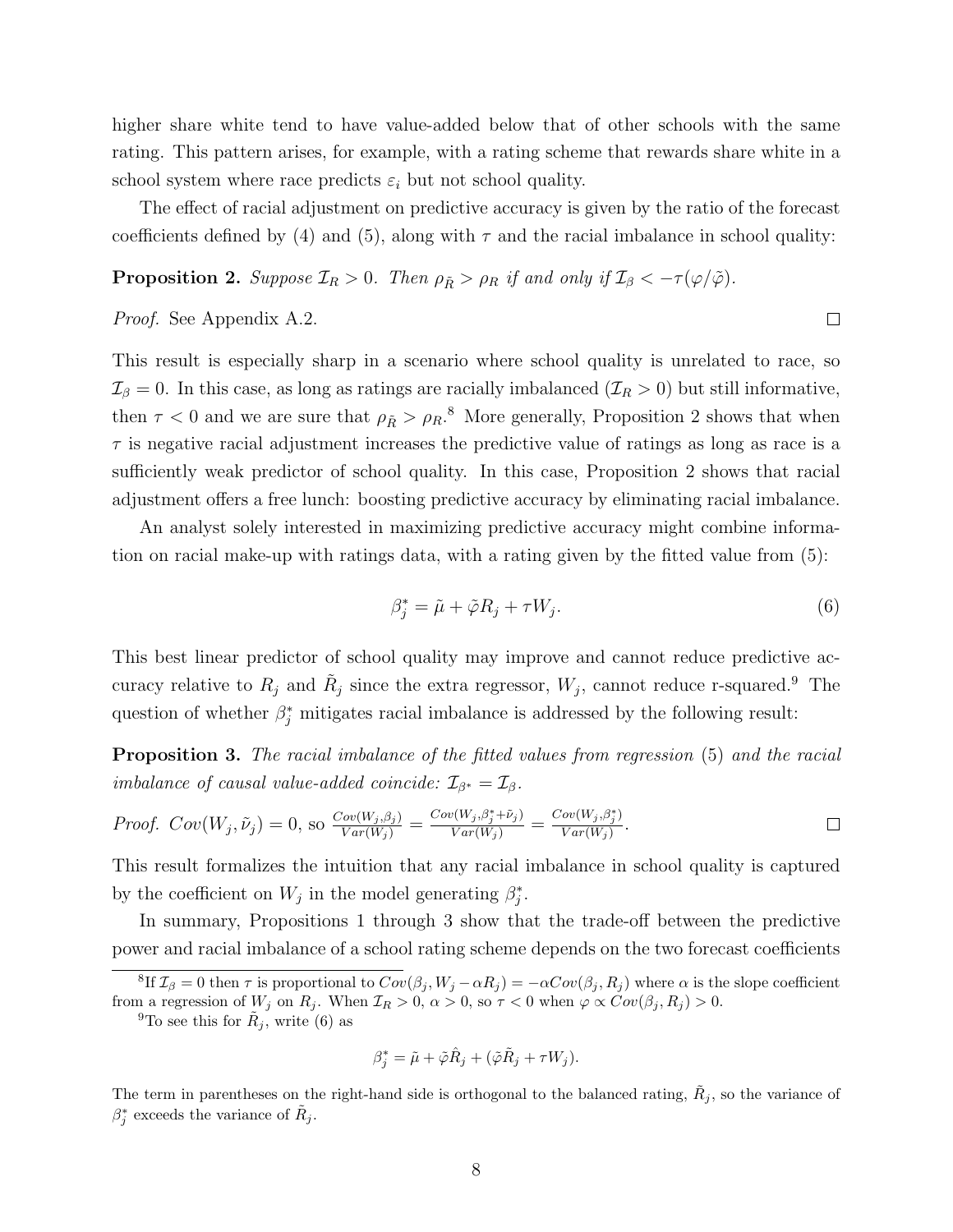higher share white tend to have value-added below that of other schools with the same rating. This pattern arises, for example, with a rating scheme that rewards share white in a school system where race predicts $\varepsilon_i$ but not school quality.

The effect of racial adjustment on predictive accuracy is given by the ratio of the forecast coefficients defined by (4) and (5), along with $\tau$ and the racial imbalance in school quality:

**Proposition 2.** *Suppose $\mathcal{I}_R > 0$. Then $\rho_{\tilde{R}} > \rho_R$ if and only if $\mathcal{I}_\beta < -\tau(\varphi/\tilde{\varphi})$.*

*Proof.* See Appendix A.2. ∎

This result is especially sharp in a scenario where school quality is unrelated to race, so $\mathcal{I}_\beta = 0$. In this case, as long as ratings are racially imbalanced ($\mathcal{I}_R > 0$) but still informative, then $\tau < 0$ and we are sure that $\rho_{\tilde{R}} > \rho_R$.[8] More generally, Proposition 2 shows that when $\tau$ is negative racial adjustment increases the predictive value of ratings as long as race is a sufficiently weak predictor of school quality. In this case, Proposition 2 shows that racial adjustment offers a free lunch: boosting predictive accuracy by eliminating racial imbalance.

An analyst solely interested in maximizing predictive accuracy might combine information on racial make-up with ratings data, with a rating given by the fitted value from (5):

$$\beta_j^* = \tilde{\mu} + \tilde{\varphi} R_j + \tau W_j. \tag{6}$$

This best linear predictor of school quality may improve and cannot reduce predictive accuracy relative to $R_j$ and $\tilde{R}_j$ since the extra regressor, $W_j$, cannot reduce r-squared.[9] The question of whether $\beta_j^*$ mitigates racial imbalance is addressed by the following result:

**Proposition 3.** *The racial imbalance of the fitted values from regression (5) and the racial imbalance of causal value-added coincide: $\mathcal{I}_{\beta^*} = \mathcal{I}_\beta$.*

*Proof.* $Cov(W_j, \tilde{\nu}_j) = 0$, so $\frac{Cov(W_j,\beta_j)}{Var(W_j)} = \frac{Cov(W_j,\beta_j^*+\tilde{\nu}_j)}{Var(W_j)} = \frac{Cov(W_j,\beta_j^*)}{Var(W_j)}$. ∎

This result formalizes the intuition that any racial imbalance in school quality is captured by the coefficient on $W_j$ in the model generating $\beta_j^*$.

In summary, Propositions 1 through 3 show that the trade-off between the predictive power and racial imbalance of a school rating scheme depends on the two forecast coefficients

---

[8] If $\mathcal{I}_\beta = 0$ then $\tau$ is proportional to $Cov(\beta_j, W_j - \alpha R_j) = -\alpha Cov(\beta_j, R_j)$ where $\alpha$ is the slope coefficient from a regression of $W_j$ on $R_j$. When $\mathcal{I}_R > 0$, $\alpha > 0$, so $\tau < 0$ when $\varphi \propto Cov(\beta_j, R_j) > 0$.

[9] To see this for $\tilde{R}_j$, write (6) as

$$\beta_j^* = \tilde{\mu} + \tilde{\varphi}\hat{R}_j + (\tilde{\varphi}\tilde{R}_j + \tau W_j).$$

The term in parentheses on the right-hand side is orthogonal to the balanced rating, $\tilde{R}_j$, so the variance of $\beta_j^*$ exceeds the variance of $\tilde{R}_j$.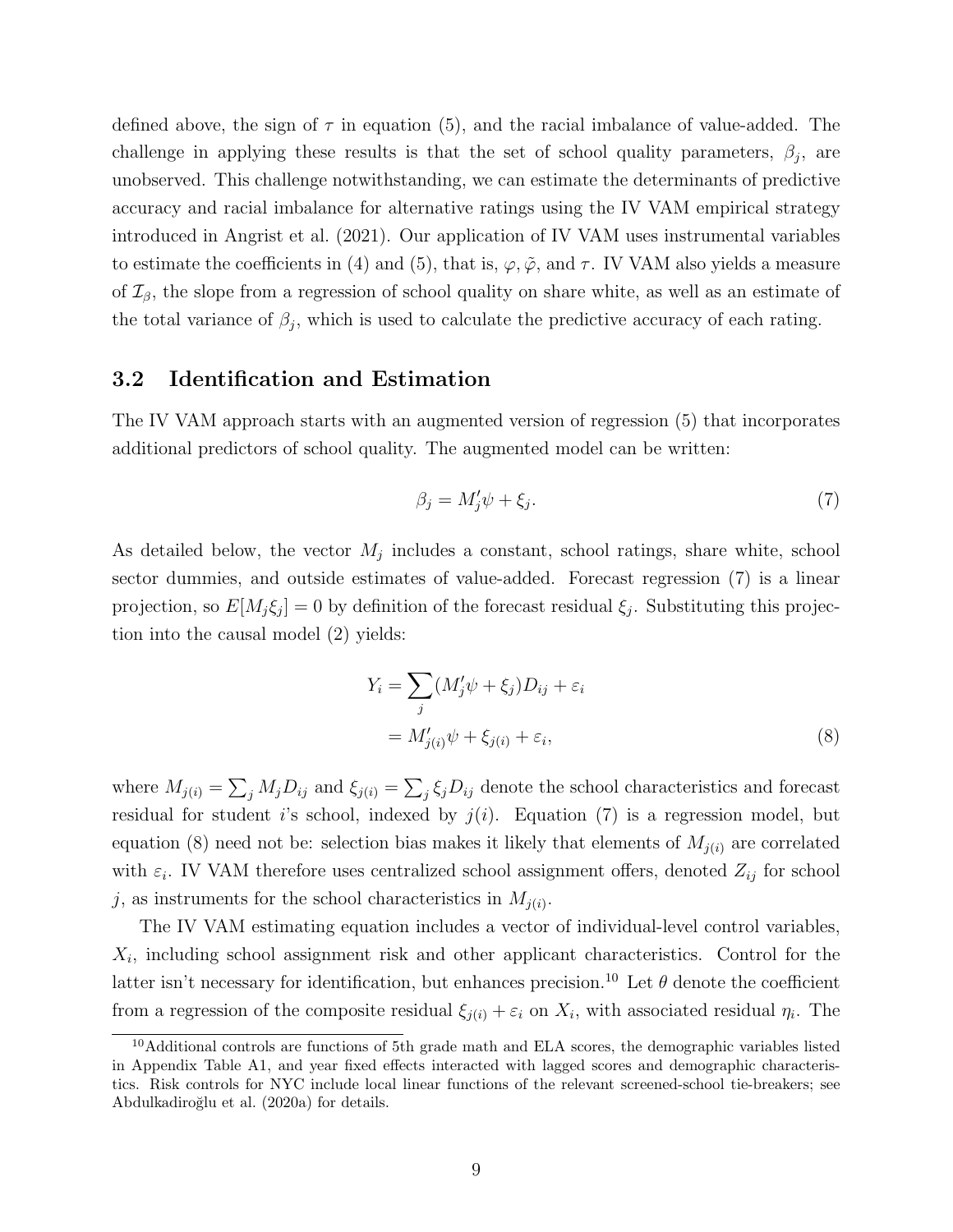defined above, the sign of $\tau$ in equation (5), and the racial imbalance of value-added. The challenge in applying these results is that the set of school quality parameters, $\beta_j$, are unobserved. This challenge notwithstanding, we can estimate the determinants of predictive accuracy and racial imbalance for alternative ratings using the IV VAM empirical strategy introduced in Angrist et al. (2021). Our application of IV VAM uses instrumental variables to estimate the coefficients in (4) and (5), that is, $\varphi, \tilde{\varphi}$, and $\tau$. IV VAM also yields a measure of $\mathcal{I}_\beta$, the slope from a regression of school quality on share white, as well as an estimate of the total variance of $\beta_j$, which is used to calculate the predictive accuracy of each rating.

## 3.2 Identification and Estimation

The IV VAM approach starts with an augmented version of regression (5) that incorporates additional predictors of school quality. The augmented model can be written:

$$\beta_j = M_j'\psi + \xi_j. \tag{7}$$

As detailed below, the vector $M_j$ includes a constant, school ratings, share white, school sector dummies, and outside estimates of value-added. Forecast regression (7) is a linear projection, so $E[M_j\xi_j] = 0$ by definition of the forecast residual $\xi_j$. Substituting this projection into the causal model (2) yields:

$$\begin{aligned} Y_i &= \sum_j (M_j'\psi + \xi_j)D_{ij} + \varepsilon_i \\ &= M_{j(i)}'\psi + \xi_{j(i)} + \varepsilon_i, \end{aligned} \tag{8}$$

where $M_{j(i)} = \sum_j M_j D_{ij}$ and $\xi_{j(i)} = \sum_j \xi_j D_{ij}$ denote the school characteristics and forecast residual for student $i$'s school, indexed by $j(i)$. Equation (7) is a regression model, but equation (8) need not be: selection bias makes it likely that elements of $M_{j(i)}$ are correlated with $\varepsilon_i$. IV VAM therefore uses centralized school assignment offers, denoted $Z_{ij}$ for school $j$, as instruments for the school characteristics in $M_{j(i)}$.

The IV VAM estimating equation includes a vector of individual-level control variables, $X_i$, including school assignment risk and other applicant characteristics. Control for the latter isn't necessary for identification, but enhances precision.[10] Let $\theta$ denote the coefficient from a regression of the composite residual $\xi_{j(i)} + \varepsilon_i$ on $X_i$, with associated residual $\eta_i$. The

[10] Additional controls are functions of 5th grade math and ELA scores, the demographic variables listed in Appendix Table A1, and year fixed effects interacted with lagged scores and demographic characteristics. Risk controls for NYC include local linear functions of the relevant screened-school tie-breakers; see Abdulkadiroğlu et al. (2020a) for details.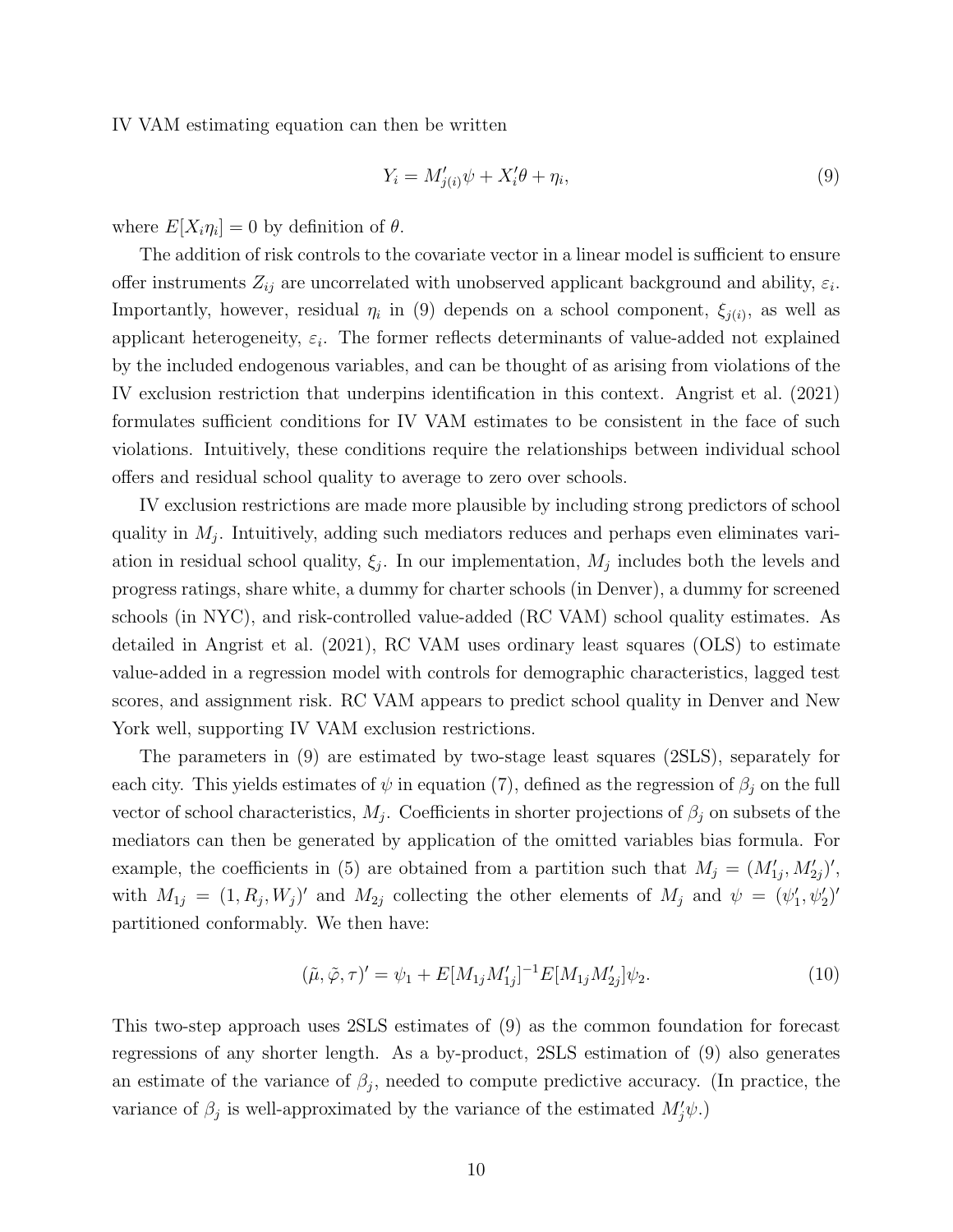IV VAM estimating equation can then be written

$$Y_i = M'_{j(i)}\psi + X'_i\theta + \eta_i, \tag{9}$$

where $E[X_i\eta_i] = 0$ by definition of $\theta$.

The addition of risk controls to the covariate vector in a linear model is sufficient to ensure offer instruments $Z_{ij}$ are uncorrelated with unobserved applicant background and ability, $\varepsilon_i$. Importantly, however, residual $\eta_i$ in (9) depends on a school component, $\xi_{j(i)}$, as well as applicant heterogeneity, $\varepsilon_i$. The former reflects determinants of value-added not explained by the included endogenous variables, and can be thought of as arising from violations of the IV exclusion restriction that underpins identification in this context. Angrist et al. (2021) formulates sufficient conditions for IV VAM estimates to be consistent in the face of such violations. Intuitively, these conditions require the relationships between individual school offers and residual school quality to average to zero over schools.

IV exclusion restrictions are made more plausible by including strong predictors of school quality in $M_j$. Intuitively, adding such mediators reduces and perhaps even eliminates variation in residual school quality, $\xi_j$. In our implementation, $M_j$ includes both the levels and progress ratings, share white, a dummy for charter schools (in Denver), a dummy for screened schools (in NYC), and risk-controlled value-added (RC VAM) school quality estimates. As detailed in Angrist et al. (2021), RC VAM uses ordinary least squares (OLS) to estimate value-added in a regression model with controls for demographic characteristics, lagged test scores, and assignment risk. RC VAM appears to predict school quality in Denver and New York well, supporting IV VAM exclusion restrictions.

The parameters in (9) are estimated by two-stage least squares (2SLS), separately for each city. This yields estimates of $\psi$ in equation (7), defined as the regression of $\beta_j$ on the full vector of school characteristics, $M_j$. Coefficients in shorter projections of $\beta_j$ on subsets of the mediators can then be generated by application of the omitted variables bias formula. For example, the coefficients in (5) are obtained from a partition such that $M_j = (M'_{1j}, M'_{2j})'$, with $M_{1j} = (1, R_j, W_j)'$ and $M_{2j}$ collecting the other elements of $M_j$ and $\psi = (\psi'_1, \psi'_2)'$ partitioned conformably. We then have:

$$(\tilde{\mu}, \tilde{\varphi}, \tau)' = \psi_1 + E[M_{1j}M'_{1j}]^{-1}E[M_{1j}M'_{2j}]\psi_2. \tag{10}$$

This two-step approach uses 2SLS estimates of (9) as the common foundation for forecast regressions of any shorter length. As a by-product, 2SLS estimation of (9) also generates an estimate of the variance of $\beta_j$, needed to compute predictive accuracy. (In practice, the variance of $\beta_j$ is well-approximated by the variance of the estimated $M'_j\psi$.)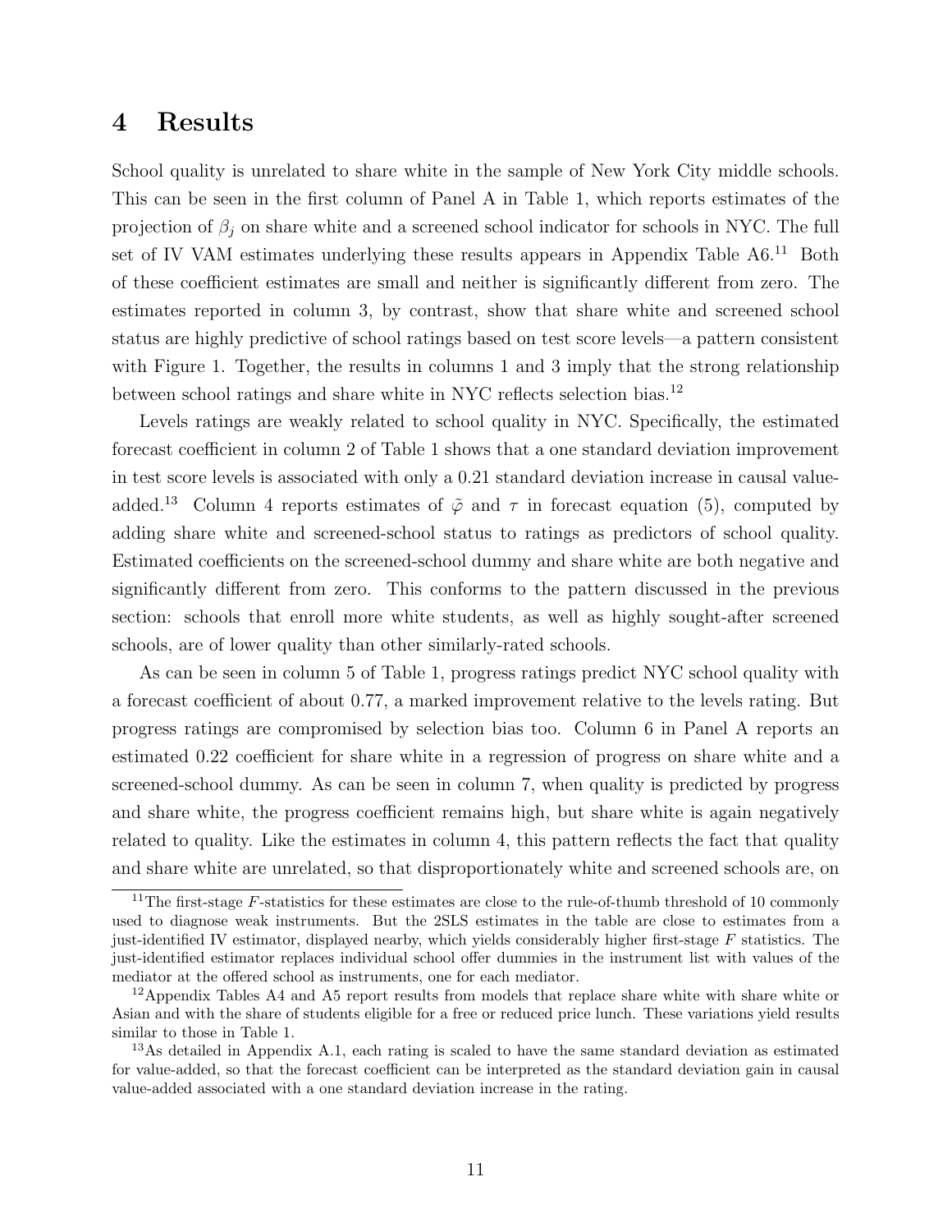# 4 Results

School quality is unrelated to share white in the sample of New York City middle schools. This can be seen in the first column of Panel A in Table 1, which reports estimates of the projection of $\beta_j$ on share white and a screened school indicator for schools in NYC. The full set of IV VAM estimates underlying these results appears in Appendix Table A6.[11] Both of these coefficient estimates are small and neither is significantly different from zero. The estimates reported in column 3, by contrast, show that share white and screened school status are highly predictive of school ratings based on test score levels—a pattern consistent with Figure 1. Together, the results in columns 1 and 3 imply that the strong relationship between school ratings and share white in NYC reflects selection bias.[12]

Levels ratings are weakly related to school quality in NYC. Specifically, the estimated forecast coefficient in column 2 of Table 1 shows that a one standard deviation improvement in test score levels is associated with only a 0.21 standard deviation increase in causal value-added.[13] Column 4 reports estimates of $\tilde{\varphi}$ and $\tau$ in forecast equation (5), computed by adding share white and screened-school status to ratings as predictors of school quality. Estimated coefficients on the screened-school dummy and share white are both negative and significantly different from zero. This conforms to the pattern discussed in the previous section: schools that enroll more white students, as well as highly sought-after screened schools, are of lower quality than other similarly-rated schools.

As can be seen in column 5 of Table 1, progress ratings predict NYC school quality with a forecast coefficient of about 0.77, a marked improvement relative to the levels rating. But progress ratings are compromised by selection bias too. Column 6 in Panel A reports an estimated 0.22 coefficient for share white in a regression of progress on share white and a screened-school dummy. As can be seen in column 7, when quality is predicted by progress and share white, the progress coefficient remains high, but share white is again negatively related to quality. Like the estimates in column 4, this pattern reflects the fact that quality and share white are unrelated, so that disproportionately white and screened schools are, on

[11] The first-stage $F$-statistics for these estimates are close to the rule-of-thumb threshold of 10 commonly used to diagnose weak instruments. But the 2SLS estimates in the table are close to estimates from a just-identified IV estimator, displayed nearby, which yields considerably higher first-stage $F$ statistics. The just-identified estimator replaces individual school offer dummies in the instrument list with values of the mediator at the offered school as instruments, one for each mediator.

[12] Appendix Tables A4 and A5 report results from models that replace share white with share white or Asian and with the share of students eligible for a free or reduced price lunch. These variations yield results similar to those in Table 1.

[13] As detailed in Appendix A.1, each rating is scaled to have the same standard deviation as estimated for value-added, so that the forecast coefficient can be interpreted as the standard deviation gain in causal value-added associated with a one standard deviation increase in the rating.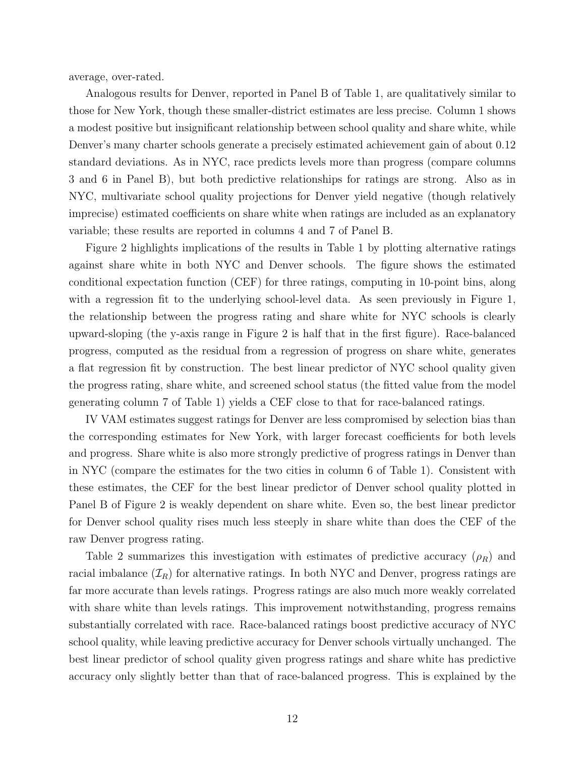average, over-rated.

Analogous results for Denver, reported in Panel B of Table 1, are qualitatively similar to those for New York, though these smaller-district estimates are less precise. Column 1 shows a modest positive but insignificant relationship between school quality and share white, while Denver's many charter schools generate a precisely estimated achievement gain of about 0.12 standard deviations. As in NYC, race predicts levels more than progress (compare columns 3 and 6 in Panel B), but both predictive relationships for ratings are strong. Also as in NYC, multivariate school quality projections for Denver yield negative (though relatively imprecise) estimated coefficients on share white when ratings are included as an explanatory variable; these results are reported in columns 4 and 7 of Panel B.

Figure 2 highlights implications of the results in Table 1 by plotting alternative ratings against share white in both NYC and Denver schools. The figure shows the estimated conditional expectation function (CEF) for three ratings, computing in 10-point bins, along with a regression fit to the underlying school-level data. As seen previously in Figure 1, the relationship between the progress rating and share white for NYC schools is clearly upward-sloping (the y-axis range in Figure 2 is half that in the first figure). Race-balanced progress, computed as the residual from a regression of progress on share white, generates a flat regression fit by construction. The best linear predictor of NYC school quality given the progress rating, share white, and screened school status (the fitted value from the model generating column 7 of Table 1) yields a CEF close to that for race-balanced ratings.

IV VAM estimates suggest ratings for Denver are less compromised by selection bias than the corresponding estimates for New York, with larger forecast coefficients for both levels and progress. Share white is also more strongly predictive of progress ratings in Denver than in NYC (compare the estimates for the two cities in column 6 of Table 1). Consistent with these estimates, the CEF for the best linear predictor of Denver school quality plotted in Panel B of Figure 2 is weakly dependent on share white. Even so, the best linear predictor for Denver school quality rises much less steeply in share white than does the CEF of the raw Denver progress rating.

Table 2 summarizes this investigation with estimates of predictive accuracy ($\rho_R$) and racial imbalance ($\mathcal{I}_R$) for alternative ratings. In both NYC and Denver, progress ratings are far more accurate than levels ratings. Progress ratings are also much more weakly correlated with share white than levels ratings. This improvement notwithstanding, progress remains substantially correlated with race. Race-balanced ratings boost predictive accuracy of NYC school quality, while leaving predictive accuracy for Denver schools virtually unchanged. The best linear predictor of school quality given progress ratings and share white has predictive accuracy only slightly better than that of race-balanced progress. This is explained by the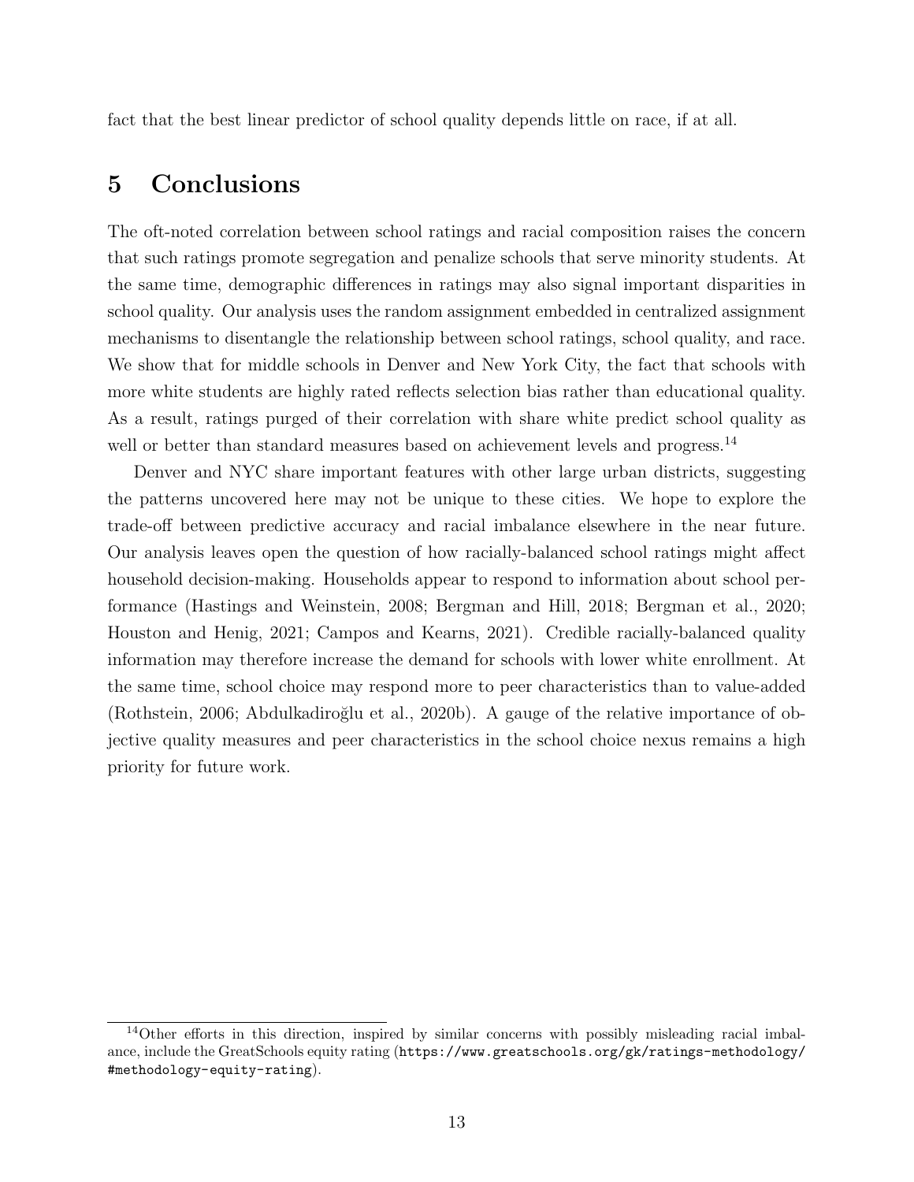fact that the best linear predictor of school quality depends little on race, if at all.

# 5 Conclusions

The oft-noted correlation between school ratings and racial composition raises the concern that such ratings promote segregation and penalize schools that serve minority students. At the same time, demographic differences in ratings may also signal important disparities in school quality. Our analysis uses the random assignment embedded in centralized assignment mechanisms to disentangle the relationship between school ratings, school quality, and race. We show that for middle schools in Denver and New York City, the fact that schools with more white students are highly rated reflects selection bias rather than educational quality. As a result, ratings purged of their correlation with share white predict school quality as well or better than standard measures based on achievement levels and progress.[14]

Denver and NYC share important features with other large urban districts, suggesting the patterns uncovered here may not be unique to these cities. We hope to explore the trade-off between predictive accuracy and racial imbalance elsewhere in the near future. Our analysis leaves open the question of how racially-balanced school ratings might affect household decision-making. Households appear to respond to information about school performance (Hastings and Weinstein, 2008; Bergman and Hill, 2018; Bergman et al., 2020; Houston and Henig, 2021; Campos and Kearns, 2021). Credible racially-balanced quality information may therefore increase the demand for schools with lower white enrollment. At the same time, school choice may respond more to peer characteristics than to value-added (Rothstein, 2006; Abdulkadiroğlu et al., 2020b). A gauge of the relative importance of objective quality measures and peer characteristics in the school choice nexus remains a high priority for future work.

[14] Other efforts in this direction, inspired by similar concerns with possibly misleading racial imbalance, include the GreatSchools equity rating (https://www.greatschools.org/gk/ratings-methodology/#methodology-equity-rating).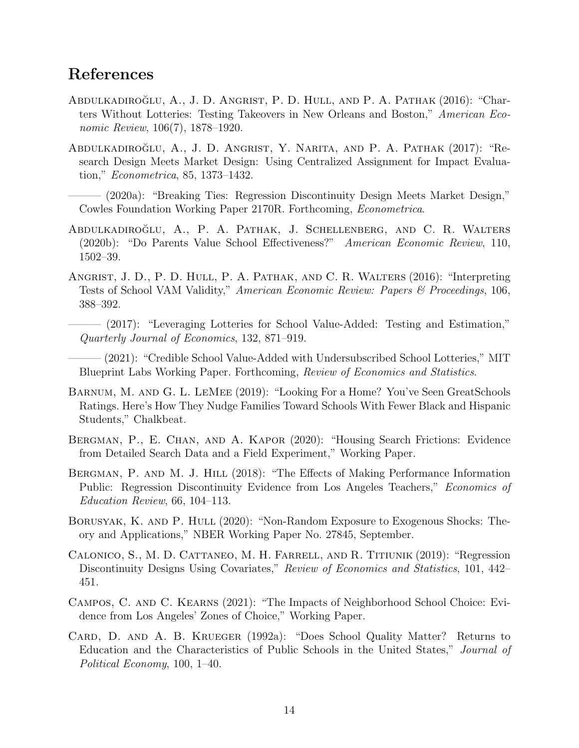## References

Abdulkadiroğlu, A., J. D. Angrist, P. D. Hull, and P. A. Pathak (2016): "Charters Without Lotteries: Testing Takeovers in New Orleans and Boston," *American Economic Review*, 106(7), 1878–1920.

Abdulkadiroğlu, A., J. D. Angrist, Y. Narita, and P. A. Pathak (2017): "Research Design Meets Market Design: Using Centralized Assignment for Impact Evaluation," *Econometrica*, 85, 1373–1432.

——— (2020a): "Breaking Ties: Regression Discontinuity Design Meets Market Design," Cowles Foundation Working Paper 2170R. Forthcoming, *Econometrica*.

Abdulkadiroğlu, A., P. A. Pathak, J. Schellenberg, and C. R. Walters (2020b): "Do Parents Value School Effectiveness?" *American Economic Review*, 110, 1502–39.

Angrist, J. D., P. D. Hull, P. A. Pathak, and C. R. Walters (2016): "Interpreting Tests of School VAM Validity," *American Economic Review: Papers & Proceedings*, 106, 388–392.

——— (2017): "Leveraging Lotteries for School Value-Added: Testing and Estimation," *Quarterly Journal of Economics*, 132, 871–919.

——— (2021): "Credible School Value-Added with Undersubscribed School Lotteries," MIT Blueprint Labs Working Paper. Forthcoming, *Review of Economics and Statistics*.

Barnum, M. and G. L. LeMee (2019): "Looking For a Home? You've Seen GreatSchools Ratings. Here's How They Nudge Families Toward Schools With Fewer Black and Hispanic Students," Chalkbeat.

Bergman, P., E. Chan, and A. Kapor (2020): "Housing Search Frictions: Evidence from Detailed Search Data and a Field Experiment," Working Paper.

Bergman, P. and M. J. Hill (2018): "The Effects of Making Performance Information Public: Regression Discontinuity Evidence from Los Angeles Teachers," *Economics of Education Review*, 66, 104–113.

Borusyak, K. and P. Hull (2020): "Non-Random Exposure to Exogenous Shocks: Theory and Applications," NBER Working Paper No. 27845, September.

Calonico, S., M. D. Cattaneo, M. H. Farrell, and R. Titiunik (2019): "Regression Discontinuity Designs Using Covariates," *Review of Economics and Statistics*, 101, 442–451.

Campos, C. and C. Kearns (2021): "The Impacts of Neighborhood School Choice: Evidence from Los Angeles' Zones of Choice," Working Paper.

Card, D. and A. B. Krueger (1992a): "Does School Quality Matter? Returns to Education and the Characteristics of Public Schools in the United States," *Journal of Political Economy*, 100, 1–40.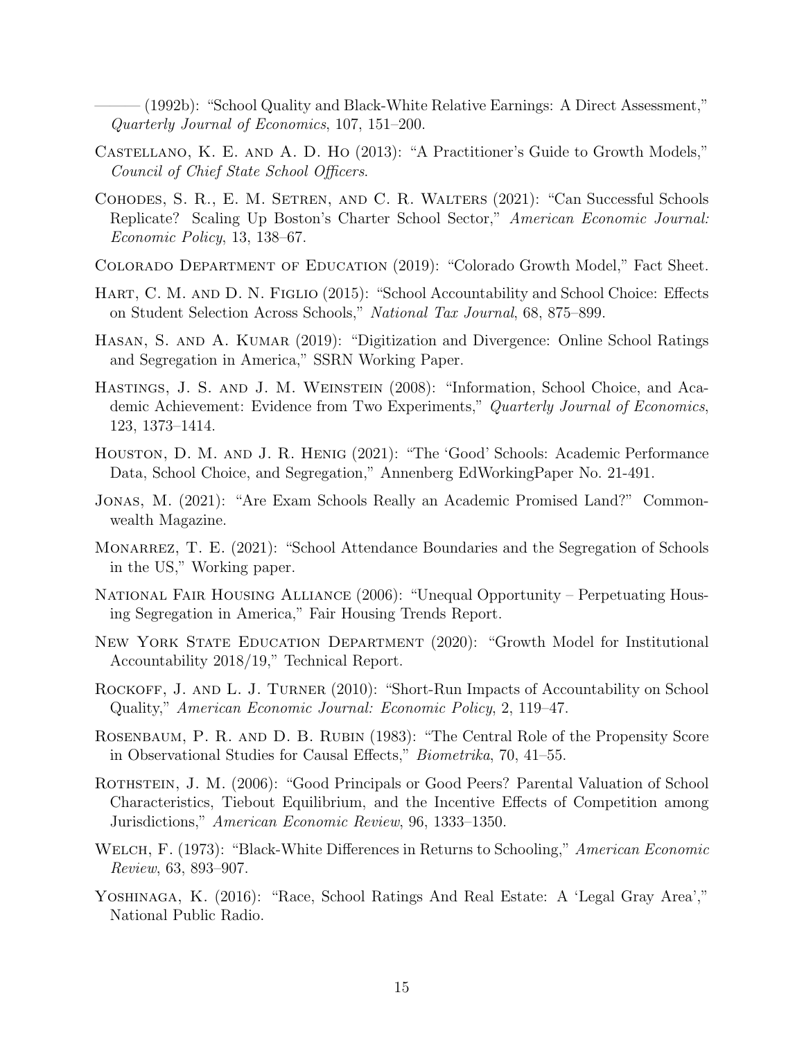——— (1992b): "School Quality and Black-White Relative Earnings: A Direct Assessment," *Quarterly Journal of Economics*, 107, 151–200.

Castellano, K. E. and A. D. Ho (2013): "A Practitioner's Guide to Growth Models," *Council of Chief State School Officers*.

Cohodes, S. R., E. M. Setren, and C. R. Walters (2021): "Can Successful Schools Replicate? Scaling Up Boston's Charter School Sector," *American Economic Journal: Economic Policy*, 13, 138–67.

Colorado Department of Education (2019): "Colorado Growth Model," Fact Sheet.

Hart, C. M. and D. N. Figlio (2015): "School Accountability and School Choice: Effects on Student Selection Across Schools," *National Tax Journal*, 68, 875–899.

Hasan, S. and A. Kumar (2019): "Digitization and Divergence: Online School Ratings and Segregation in America," SSRN Working Paper.

Hastings, J. S. and J. M. Weinstein (2008): "Information, School Choice, and Academic Achievement: Evidence from Two Experiments," *Quarterly Journal of Economics*, 123, 1373–1414.

Houston, D. M. and J. R. Henig (2021): "The 'Good' Schools: Academic Performance Data, School Choice, and Segregation," Annenberg EdWorkingPaper No. 21-491.

Jonas, M. (2021): "Are Exam Schools Really an Academic Promised Land?" Commonwealth Magazine.

Monarrez, T. E. (2021): "School Attendance Boundaries and the Segregation of Schools in the US," Working paper.

National Fair Housing Alliance (2006): "Unequal Opportunity – Perpetuating Housing Segregation in America," Fair Housing Trends Report.

New York State Education Department (2020): "Growth Model for Institutional Accountability 2018/19," Technical Report.

Rockoff, J. and L. J. Turner (2010): "Short-Run Impacts of Accountability on School Quality," *American Economic Journal: Economic Policy*, 2, 119–47.

Rosenbaum, P. R. and D. B. Rubin (1983): "The Central Role of the Propensity Score in Observational Studies for Causal Effects," *Biometrika*, 70, 41–55.

Rothstein, J. M. (2006): "Good Principals or Good Peers? Parental Valuation of School Characteristics, Tiebout Equilibrium, and the Incentive Effects of Competition among Jurisdictions," *American Economic Review*, 96, 1333–1350.

Welch, F. (1973): "Black-White Differences in Returns to Schooling," *American Economic Review*, 63, 893–907.

Yoshinaga, K. (2016): "Race, School Ratings And Real Estate: A 'Legal Gray Area'," National Public Radio.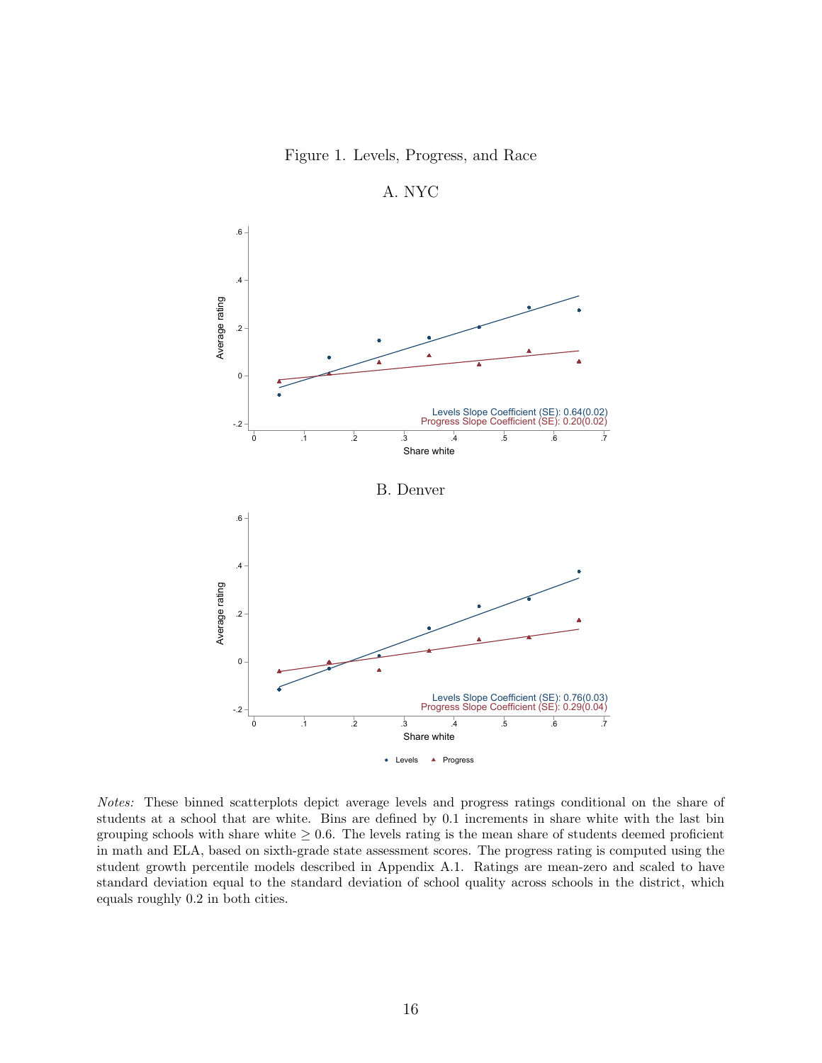Figure 1. Levels, Progress, and Race

A. NYC

Levels Slope Coefficient (SE): 0.64(0.02)
Progress Slope Coefficient (SE): 0.20(0.02)

B. Denver

Levels Slope Coefficient (SE): 0.76(0.03)
Progress Slope Coefficient (SE): 0.29(0.04)

*Notes:* These binned scatterplots depict average levels and progress ratings conditional on the share of students at a school that are white. Bins are defined by 0.1 increments in share white with the last bin grouping schools with share white $\geq 0.6$. The levels rating is the mean share of students deemed proficient in math and ELA, based on sixth-grade state assessment scores. The progress rating is computed using the student growth percentile models described in Appendix A.1. Ratings are mean-zero and scaled to have standard deviation equal to the standard deviation of school quality across schools in the district, which equals roughly 0.2 in both cities.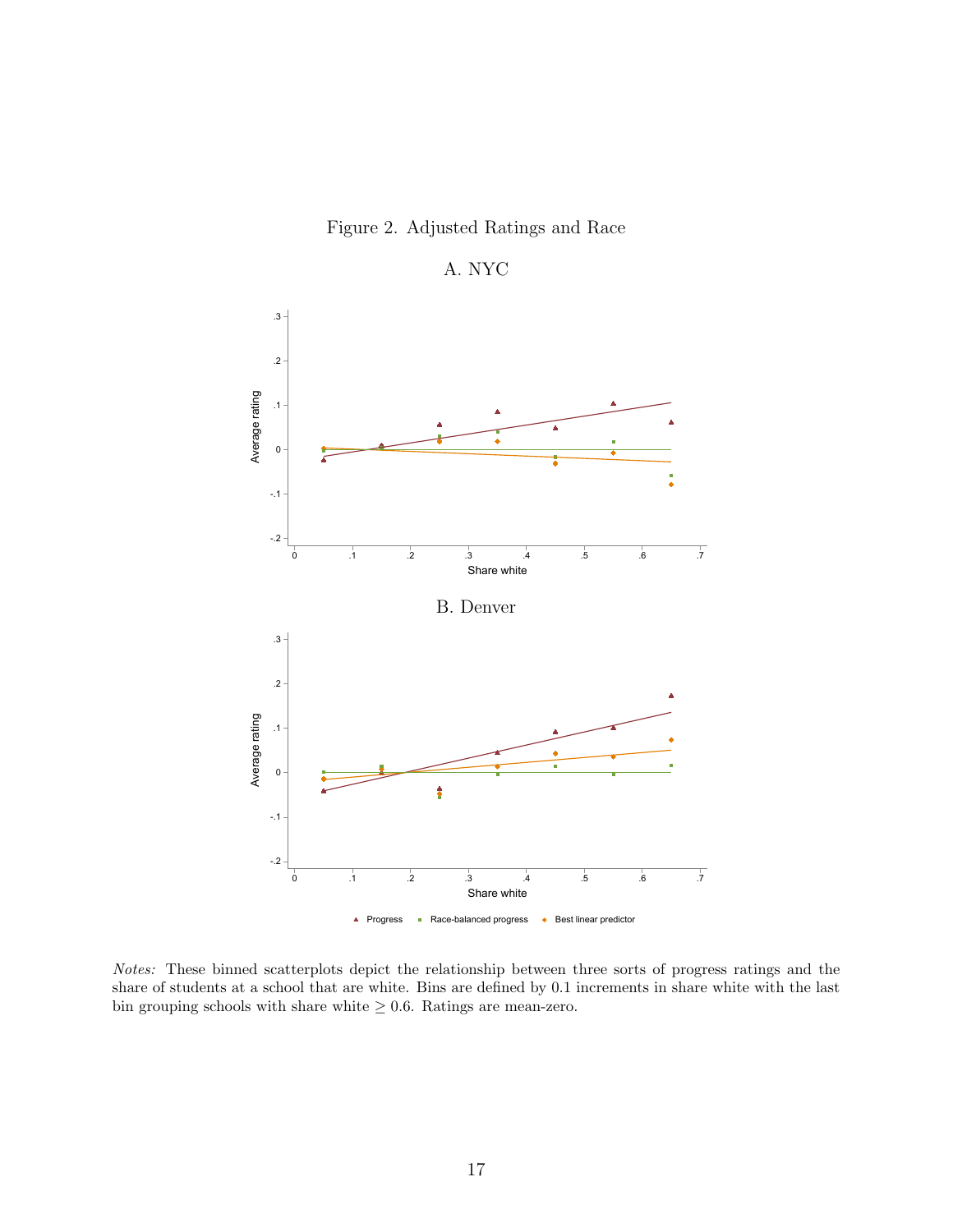Figure 2. Adjusted Ratings and Race

A. NYC

B. Denver

*Notes:* These binned scatterplots depict the relationship between three sorts of progress ratings and the share of students at a school that are white. Bins are defined by 0.1 increments in share white with the last bin grouping schools with share white $\geq 0.6$. Ratings are mean-zero.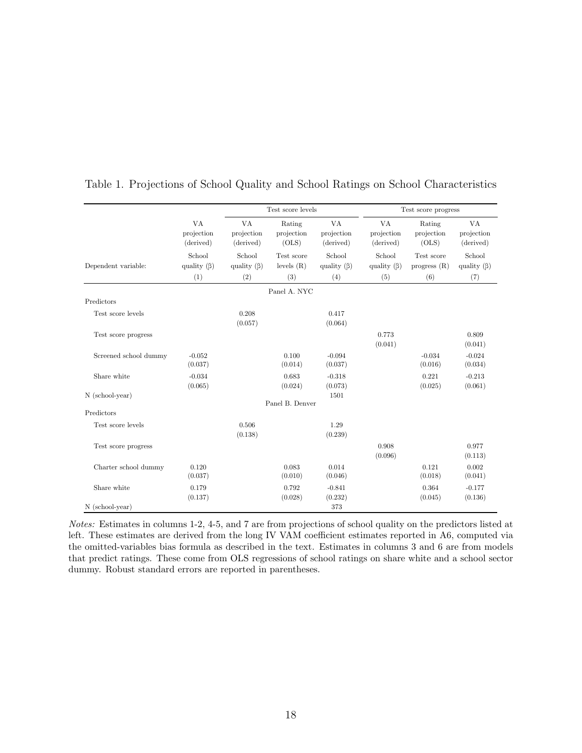Table 1. Projections of School Quality and School Ratings on School Characteristics

| | | Test score levels | | | Test score progress | | |
|---|---|---|---|---|---|---|---|
| | VA projection (derived) | VA projection (derived) | Rating projection (OLS) | VA projection (derived) | VA projection (derived) | Rating projection (OLS) | VA projection (derived) |
| Dependent variable: | School quality (β) | School quality (β) | Test score levels (R) | School quality (β) | School quality (β) | Test score progress (R) | School quality (β) |
| | (1) | (2) | (3) | (4) | (5) | (6) | (7) |
| | | | Panel A. NYC | | | | |
| Predictors | | | | | | | |
| Test score levels | | 0.208 | | 0.417 | | | |
| | | (0.057) | | (0.064) | | | |
| Test score progress | | | | | 0.773 | | 0.809 |
| | | | | | (0.041) | | (0.041) |
| Screened school dummy | -0.052 | | 0.100 | -0.094 | | -0.034 | -0.024 |
| | (0.037) | | (0.014) | (0.037) | | (0.016) | (0.034) |
| Share white | -0.034 | | 0.683 | -0.318 | | 0.221 | -0.213 |
| | (0.065) | | (0.024) | (0.073) | | (0.025) | (0.061) |
| N (school-year) | | | | 1501 | | | |
| | | | Panel B. Denver | | | | |
| Predictors | | | | | | | |
| Test score levels | | 0.506 | | 1.29 | | | |
| | | (0.138) | | (0.239) | | | |
| Test score progress | | | | | 0.908 | | 0.977 |
| | | | | | (0.096) | | (0.113) |
| Charter school dummy | 0.120 | | 0.083 | 0.014 | | 0.121 | 0.002 |
| | (0.037) | | (0.010) | (0.046) | | (0.018) | (0.041) |
| Share white | 0.179 | | 0.792 | -0.841 | | 0.364 | -0.177 |
| | (0.137) | | (0.028) | (0.232) | | (0.045) | (0.136) |
| N (school-year) | | | | 373 | | | |

*Notes:* Estimates in columns 1-2, 4-5, and 7 are from projections of school quality on the predictors listed at left. These estimates are derived from the long IV VAM coefficient estimates reported in A6, computed via the omitted-variables bias formula as described in the text. Estimates in columns 3 and 6 are from models that predict ratings. These come from OLS regressions of school ratings on share white and a school sector dummy. Robust standard errors are reported in parentheses.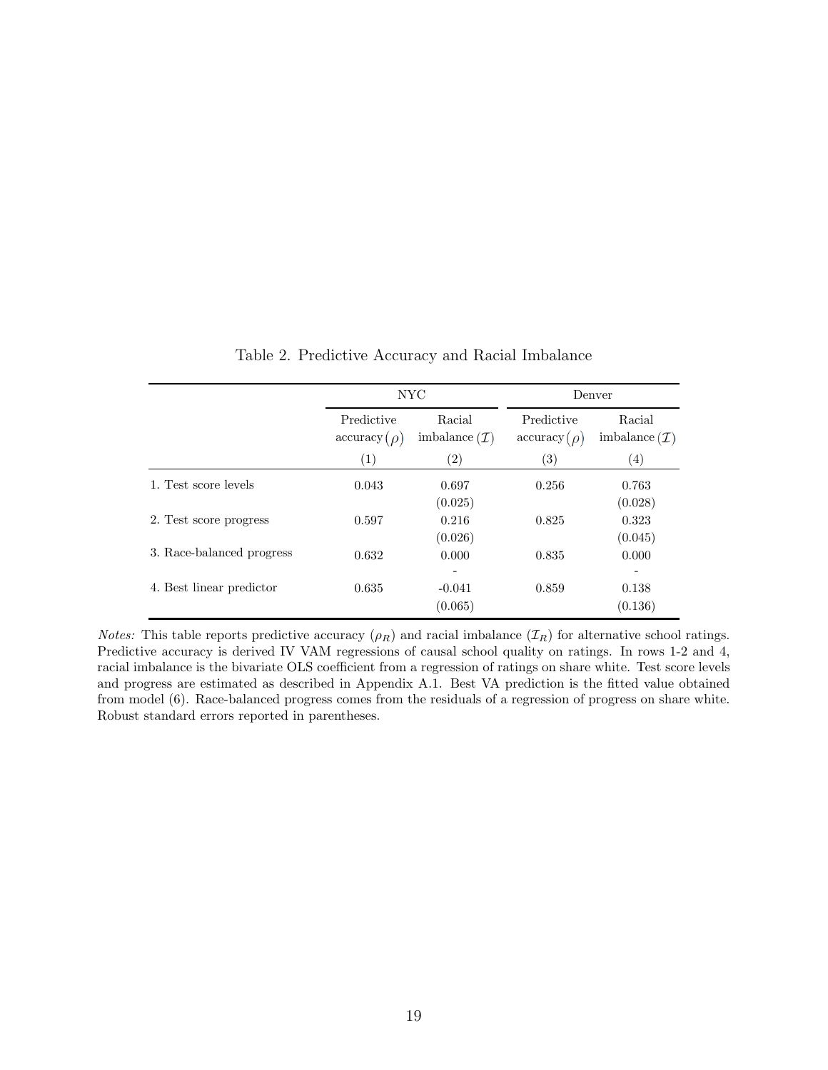Table 2. Predictive Accuracy and Racial Imbalance

| | NYC | | Denver | |
|---|---|---|---|---|
| | Predictive accuracy $(\rho)$ | Racial imbalance $(\mathcal{I})$ | Predictive accuracy $(\rho)$ | Racial imbalance $(\mathcal{I})$ |
| | (1) | (2) | (3) | (4) |
| 1. Test score levels | 0.043 | 0.697 | 0.256 | 0.763 |
| | | (0.025) | | (0.028) |
| 2. Test score progress | 0.597 | 0.216 | 0.825 | 0.323 |
| | | (0.026) | | (0.045) |
| 3. Race-balanced progress | 0.632 | 0.000 | 0.835 | 0.000 |
| | | - | | - |
| 4. Best linear predictor | 0.635 | -0.041 | 0.859 | 0.138 |
| | | (0.065) | | (0.136) |

*Notes:* This table reports predictive accuracy ($\rho_R$) and racial imbalance ($\mathcal{I}_R$) for alternative school ratings. Predictive accuracy is derived IV VAM regressions of causal school quality on ratings. In rows 1-2 and 4, racial imbalance is the bivariate OLS coefficient from a regression of ratings on share white. Test score levels and progress are estimated as described in Appendix A.1. Best VA prediction is the fitted value obtained from model (6). Race-balanced progress comes from the residuals of a regression of progress on share white. Robust standard errors reported in parentheses.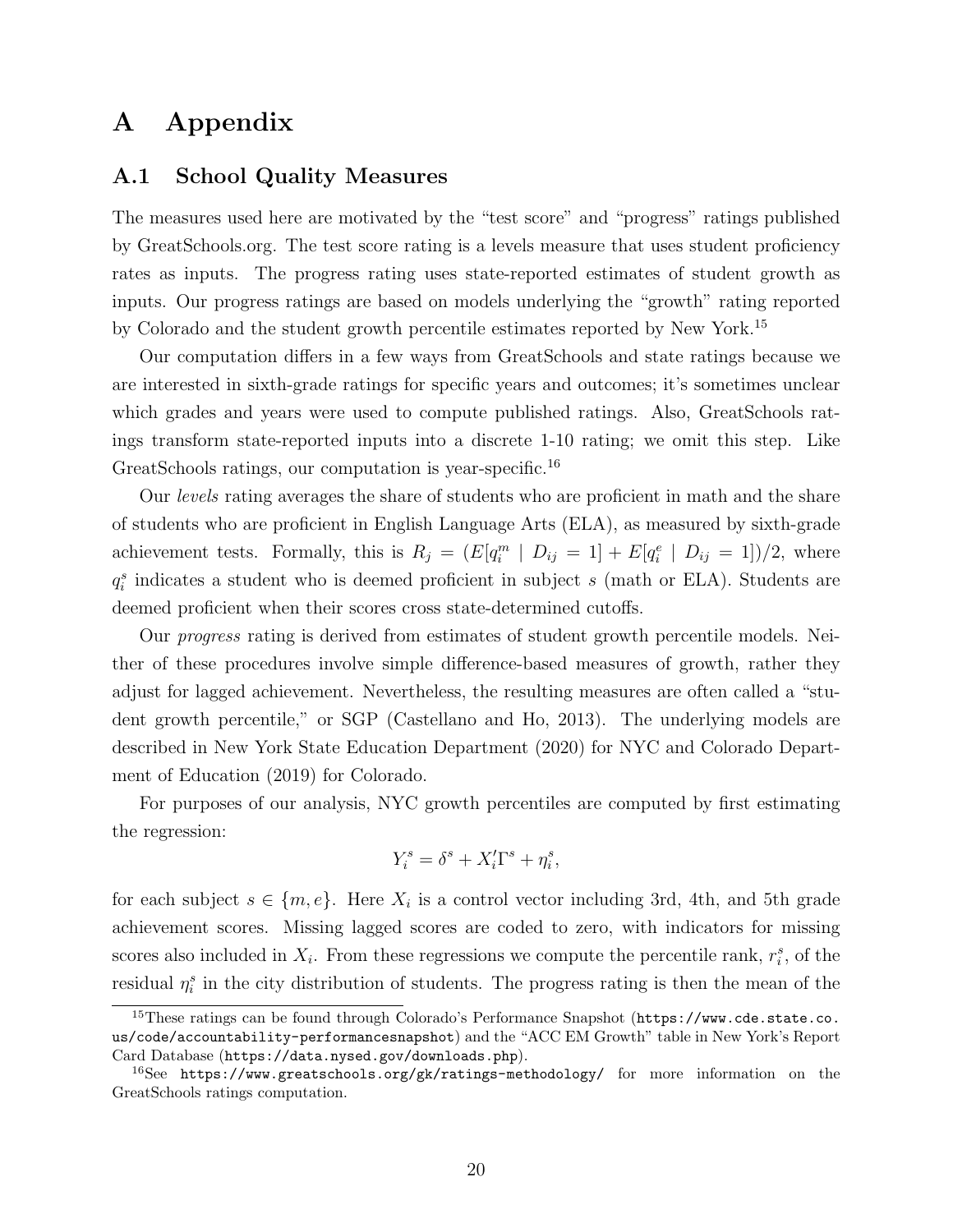# A Appendix

## A.1 School Quality Measures

The measures used here are motivated by the "test score" and "progress" ratings published by GreatSchools.org. The test score rating is a levels measure that uses student proficiency rates as inputs. The progress rating uses state-reported estimates of student growth as inputs. Our progress ratings are based on models underlying the "growth" rating reported by Colorado and the student growth percentile estimates reported by New York.[15]

Our computation differs in a few ways from GreatSchools and state ratings because we are interested in sixth-grade ratings for specific years and outcomes; it's sometimes unclear which grades and years were used to compute published ratings. Also, GreatSchools ratings transform state-reported inputs into a discrete 1-10 rating; we omit this step. Like GreatSchools ratings, our computation is year-specific.[16]

Our *levels* rating averages the share of students who are proficient in math and the share of students who are proficient in English Language Arts (ELA), as measured by sixth-grade achievement tests. Formally, this is $R_j = (E[q_i^m \mid D_{ij} = 1] + E[q_i^e \mid D_{ij} = 1])/2$, where $q_i^s$ indicates a student who is deemed proficient in subject $s$ (math or ELA). Students are deemed proficient when their scores cross state-determined cutoffs.

Our *progress* rating is derived from estimates of student growth percentile models. Neither of these procedures involve simple difference-based measures of growth, rather they adjust for lagged achievement. Nevertheless, the resulting measures are often called a "student growth percentile," or SGP (Castellano and Ho, 2013). The underlying models are described in New York State Education Department (2020) for NYC and Colorado Department of Education (2019) for Colorado.

For purposes of our analysis, NYC growth percentiles are computed by first estimating the regression:

$$Y_i^s = \delta^s + X_i'\Gamma^s + \eta_i^s,$$

for each subject $s \in \{m, e\}$. Here $X_i$ is a control vector including 3rd, 4th, and 5th grade achievement scores. Missing lagged scores are coded to zero, with indicators for missing scores also included in $X_i$. From these regressions we compute the percentile rank, $r_i^s$, of the residual $\eta_i^s$ in the city distribution of students. The progress rating is then the mean of the

[15] These ratings can be found through Colorado's Performance Snapshot (https://www.cde.state.co.us/code/accountability-performancesnapshot) and the "ACC EM Growth" table in New York's Report Card Database (https://data.nysed.gov/downloads.php).

[16] See https://www.greatschools.org/gk/ratings-methodology/ for more information on the GreatSchools ratings computation.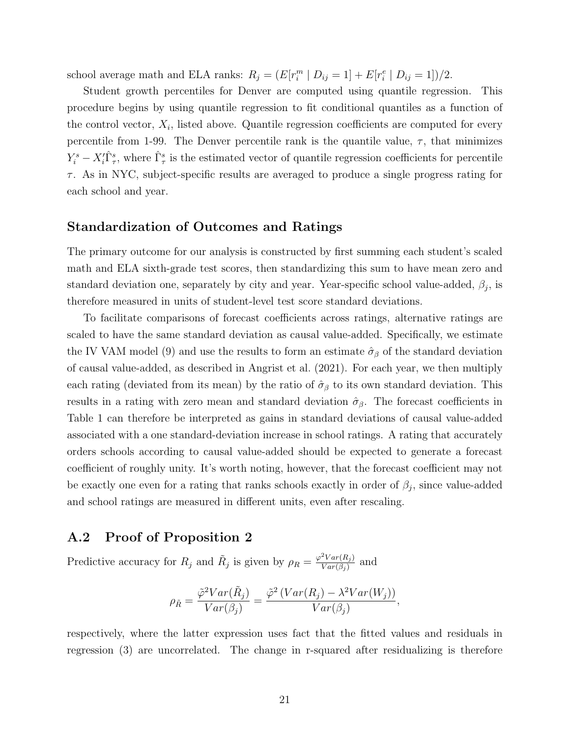school average math and ELA ranks: $R_j = (E[r_i^m \mid D_{ij} = 1] + E[r_i^e \mid D_{ij} = 1])/2$.

Student growth percentiles for Denver are computed using quantile regression. This procedure begins by using quantile regression to fit conditional quantiles as a function of the control vector, $X_i$, listed above. Quantile regression coefficients are computed for every percentile from 1-99. The Denver percentile rank is the quantile value, $\tau$, that minimizes $Y_i^s - X_i'\hat{\Gamma}_\tau^s$, where $\hat{\Gamma}_\tau^s$ is the estimated vector of quantile regression coefficients for percentile $\tau$. As in NYC, subject-specific results are averaged to produce a single progress rating for each school and year.

### Standardization of Outcomes and Ratings

The primary outcome for our analysis is constructed by first summing each student's scaled math and ELA sixth-grade test scores, then standardizing this sum to have mean zero and standard deviation one, separately by city and year. Year-specific school value-added, $\beta_j$, is therefore measured in units of student-level test score standard deviations.

To facilitate comparisons of forecast coefficients across ratings, alternative ratings are scaled to have the same standard deviation as causal value-added. Specifically, we estimate the IV VAM model (9) and use the results to form an estimate $\hat{\sigma}_\beta$ of the standard deviation of causal value-added, as described in Angrist et al. (2021). For each year, we then multiply each rating (deviated from its mean) by the ratio of $\hat{\sigma}_\beta$ to its own standard deviation. This results in a rating with zero mean and standard deviation $\hat{\sigma}_\beta$. The forecast coefficients in Table 1 can therefore be interpreted as gains in standard deviations of causal value-added associated with a one standard-deviation increase in school ratings. A rating that accurately orders schools according to causal value-added should be expected to generate a forecast coefficient of roughly unity. It's worth noting, however, that the forecast coefficient may not be exactly one even for a rating that ranks schools exactly in order of $\beta_j$, since value-added and school ratings are measured in different units, even after rescaling.

## A.2 Proof of Proposition 2

Predictive accuracy for $R_j$ and $\tilde{R}_j$ is given by $\rho_R = \frac{\varphi^2 Var(R_j)}{Var(\beta_j)}$ and

$$\rho_{\tilde{R}} = \frac{\tilde{\varphi}^2 Var(\tilde{R}_j)}{Var(\beta_j)} = \frac{\tilde{\varphi}^2 \left(Var(R_j) - \lambda^2 Var(W_j)\right)}{Var(\beta_j)},$$

respectively, where the latter expression uses fact that the fitted values and residuals in regression (3) are uncorrelated. The change in r-squared after residualizing is therefore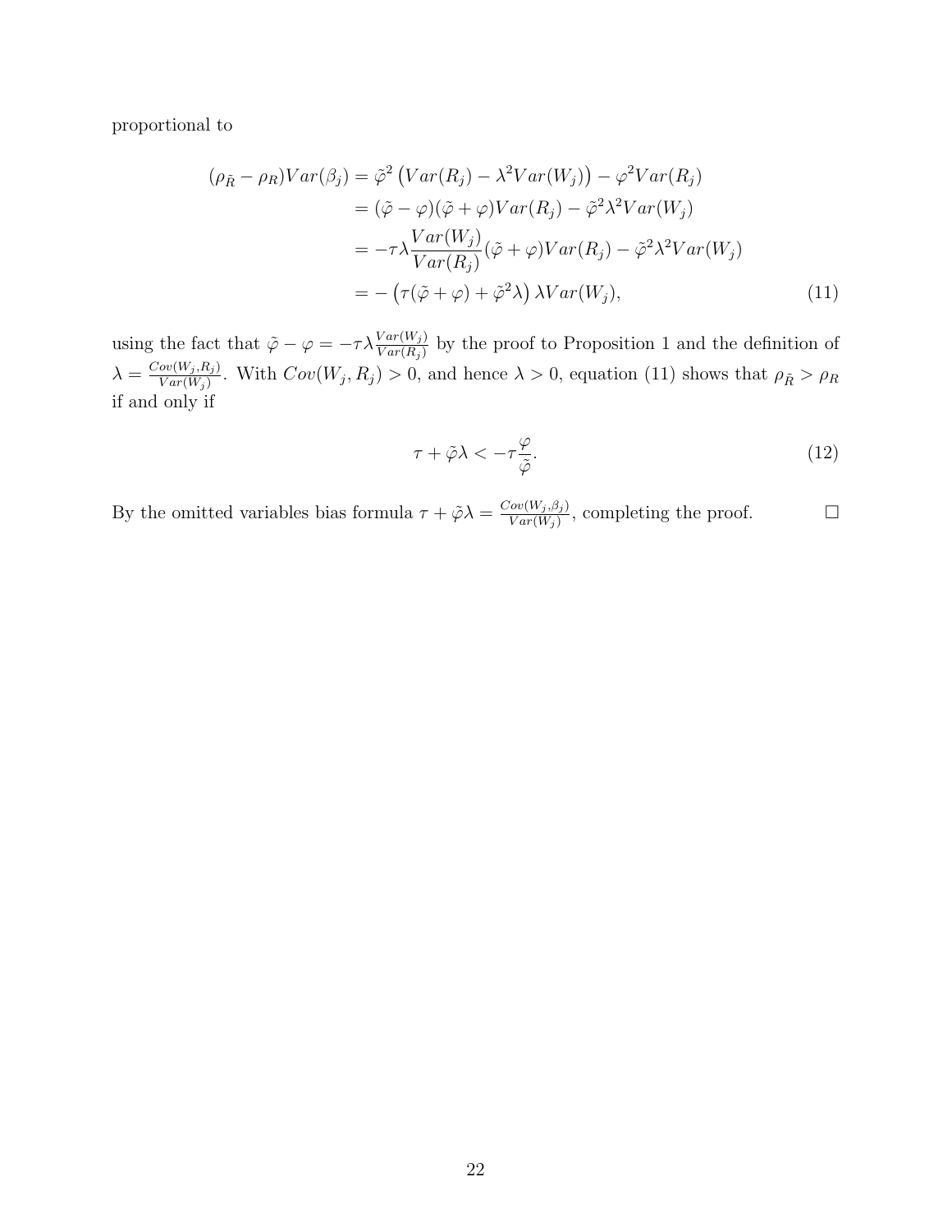proportional to

$$
\begin{aligned}
(\rho_{\tilde{R}} - \rho_R)Var(\beta_j) &= \tilde{\varphi}^2 \left(Var(R_j) - \lambda^2 Var(W_j)\right) - \varphi^2 Var(R_j) \\
&= (\tilde{\varphi} - \varphi)(\tilde{\varphi} + \varphi)Var(R_j) - \tilde{\varphi}^2\lambda^2 Var(W_j) \\
&= -\tau\lambda \frac{Var(W_j)}{Var(R_j)}(\tilde{\varphi} + \varphi)Var(R_j) - \tilde{\varphi}^2\lambda^2 Var(W_j) \\
&= -\left(\tau(\tilde{\varphi} + \varphi) + \tilde{\varphi}^2\lambda\right)\lambda Var(W_j), \qquad (11)
\end{aligned}
$$

using the fact that $\tilde{\varphi} - \varphi = -\tau\lambda\frac{Var(W_j)}{Var(R_j)}$ by the proof to Proposition 1 and the definition of $\lambda = \frac{Cov(W_j,R_j)}{Var(W_j)}$. With $Cov(W_j, R_j) > 0$, and hence $\lambda > 0$, equation (11) shows that $\rho_{\tilde{R}} > \rho_R$ if and only if

$$
\tau + \tilde{\varphi}\lambda < -\tau\frac{\varphi}{\tilde{\varphi}}. \qquad (12)
$$

By the omitted variables bias formula $\tau + \tilde{\varphi}\lambda = \frac{Cov(W_j,\beta_j)}{Var(W_j)}$, completing the proof. □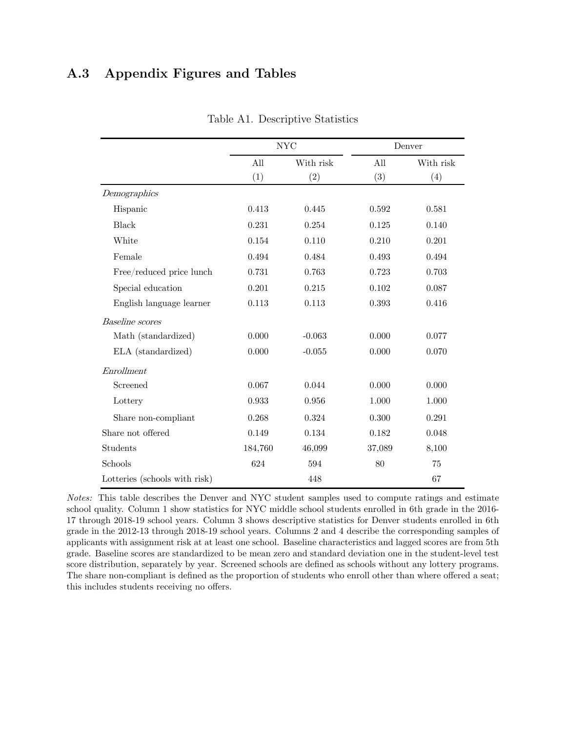## A.3 Appendix Figures and Tables

Table A1. Descriptive Statistics

| | NYC | | Denver | |
|---|---|---|---|---|
| | All | With risk | All | With risk |
| | (1) | (2) | (3) | (4) |
| *Demographics* | | | | |
| Hispanic | 0.413 | 0.445 | 0.592 | 0.581 |
| Black | 0.231 | 0.254 | 0.125 | 0.140 |
| White | 0.154 | 0.110 | 0.210 | 0.201 |
| Female | 0.494 | 0.484 | 0.493 | 0.494 |
| Free/reduced price lunch | 0.731 | 0.763 | 0.723 | 0.703 |
| Special education | 0.201 | 0.215 | 0.102 | 0.087 |
| English language learner | 0.113 | 0.113 | 0.393 | 0.416 |
| *Baseline scores* | | | | |
| Math (standardized) | 0.000 | -0.063 | 0.000 | 0.077 |
| ELA (standardized) | 0.000 | -0.055 | 0.000 | 0.070 |
| *Enrollment* | | | | |
| Screened | 0.067 | 0.044 | 0.000 | 0.000 |
| Lottery | 0.933 | 0.956 | 1.000 | 1.000 |
| Share non-compliant | 0.268 | 0.324 | 0.300 | 0.291 |
| Share not offered | 0.149 | 0.134 | 0.182 | 0.048 |
| Students | 184,760 | 46,099 | 37,089 | 8,100 |
| Schools | 624 | 594 | 80 | 75 |
| Lotteries (schools with risk) | | 448 | | 67 |

*Notes:* This table describes the Denver and NYC student samples used to compute ratings and estimate school quality. Column 1 show statistics for NYC middle school students enrolled in 6th grade in the 2016-17 through 2018-19 school years. Column 3 shows descriptive statistics for Denver students enrolled in 6th grade in the 2012-13 through 2018-19 school years. Columns 2 and 4 describe the corresponding samples of applicants with assignment risk at at least one school. Baseline characteristics and lagged scores are from 5th grade. Baseline scores are standardized to be mean zero and standard deviation one in the student-level test score distribution, separately by year. Screened schools are defined as schools without any lottery programs. The share non-compliant is defined as the proportion of students who enroll other than where offered a seat; this includes students receiving no offers.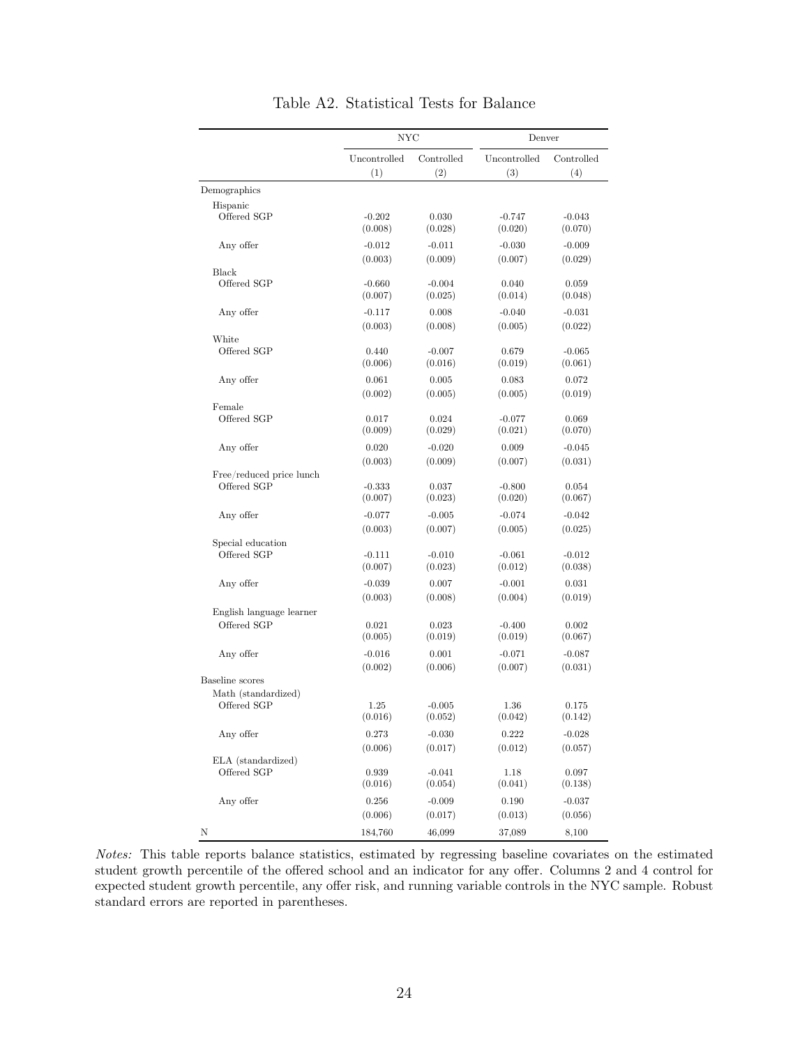# Table A2. Statistical Tests for Balance

| | NYC | | Denver | |
|---|---|---|---|---|
| | Uncontrolled | Controlled | Uncontrolled | Controlled |
| | (1) | (2) | (3) | (4) |
| **Demographics** | | | | |
| Hispanic | | | | |
| Offered SGP | -0.202 | 0.030 | -0.747 | -0.043 |
| | (0.008) | (0.028) | (0.020) | (0.070) |
| Any offer | -0.012 | -0.011 | -0.030 | -0.009 |
| | (0.003) | (0.009) | (0.007) | (0.029) |
| Black | | | | |
| Offered SGP | -0.660 | -0.004 | 0.040 | 0.059 |
| | (0.007) | (0.025) | (0.014) | (0.048) |
| Any offer | -0.117 | 0.008 | -0.040 | -0.031 |
| | (0.003) | (0.008) | (0.005) | (0.022) |
| White | | | | |
| Offered SGP | 0.440 | -0.007 | 0.679 | -0.065 |
| | (0.006) | (0.016) | (0.019) | (0.061) |
| Any offer | 0.061 | 0.005 | 0.083 | 0.072 |
| | (0.002) | (0.005) | (0.005) | (0.019) |
| Female | | | | |
| Offered SGP | 0.017 | 0.024 | -0.077 | 0.069 |
| | (0.009) | (0.029) | (0.021) | (0.070) |
| Any offer | 0.020 | -0.020 | 0.009 | -0.045 |
| | (0.003) | (0.009) | (0.007) | (0.031) |
| Free/reduced price lunch | | | | |
| Offered SGP | -0.333 | 0.037 | -0.800 | 0.054 |
| | (0.007) | (0.023) | (0.020) | (0.067) |
| Any offer | -0.077 | -0.005 | -0.074 | -0.042 |
| | (0.003) | (0.007) | (0.005) | (0.025) |
| Special education | | | | |
| Offered SGP | -0.111 | -0.010 | -0.061 | -0.012 |
| | (0.007) | (0.023) | (0.012) | (0.038) |
| Any offer | -0.039 | 0.007 | -0.001 | 0.031 |
| | (0.003) | (0.008) | (0.004) | (0.019) |
| English language learner | | | | |
| Offered SGP | 0.021 | 0.023 | -0.400 | 0.002 |
| | (0.005) | (0.019) | (0.019) | (0.067) |
| Any offer | -0.016 | 0.001 | -0.071 | -0.087 |
| | (0.002) | (0.006) | (0.007) | (0.031) |
| **Baseline scores** | | | | |
| Math (standardized) | | | | |
| Offered SGP | 1.25 | -0.005 | 1.36 | 0.175 |
| | (0.016) | (0.052) | (0.042) | (0.142) |
| Any offer | 0.273 | -0.030 | 0.222 | -0.028 |
| | (0.006) | (0.017) | (0.012) | (0.057) |
| ELA (standardized) | | | | |
| Offered SGP | 0.939 | -0.041 | 1.18 | 0.097 |
| | (0.016) | (0.054) | (0.041) | (0.138) |
| Any offer | 0.256 | -0.009 | 0.190 | -0.037 |
| | (0.006) | (0.017) | (0.013) | (0.056) |
| N | 184,760 | 46,099 | 37,089 | 8,100 |

*Notes:* This table reports balance statistics, estimated by regressing baseline covariates on the estimated student growth percentile of the offered school and an indicator for any offer. Columns 2 and 4 control for expected student growth percentile, any offer risk, and running variable controls in the NYC sample. Robust standard errors are reported in parentheses.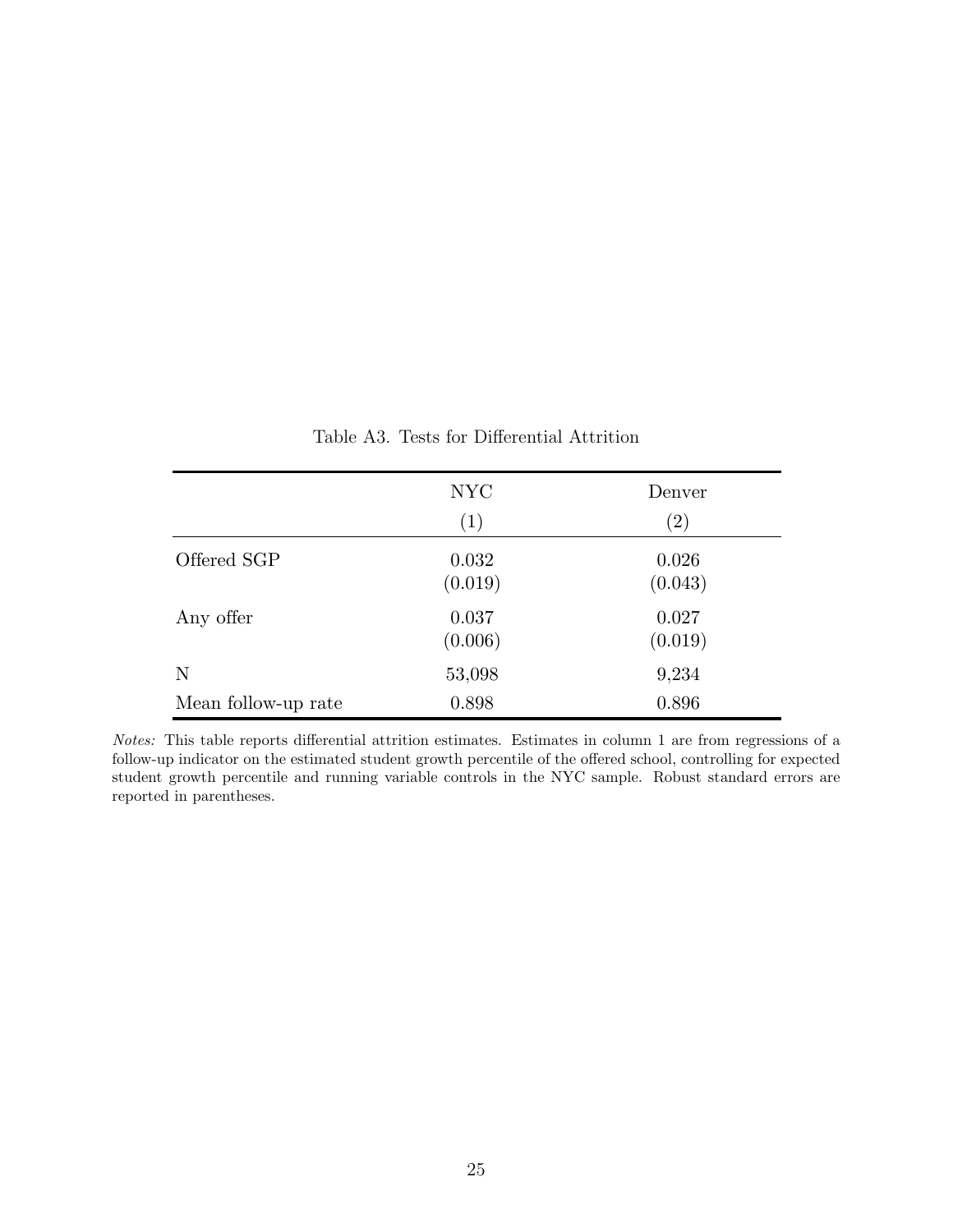Table A3. Tests for Differential Attrition

| | NYC | Denver |
|---|---|---|
| | (1) | (2) |
| Offered SGP | 0.032 | 0.026 |
| | (0.019) | (0.043) |
| Any offer | 0.037 | 0.027 |
| | (0.006) | (0.019) |
| N | 53,098 | 9,234 |
| Mean follow-up rate | 0.898 | 0.896 |

*Notes:* This table reports differential attrition estimates. Estimates in column 1 are from regressions of a follow-up indicator on the estimated student growth percentile of the offered school, controlling for expected student growth percentile and running variable controls in the NYC sample. Robust standard errors are reported in parentheses.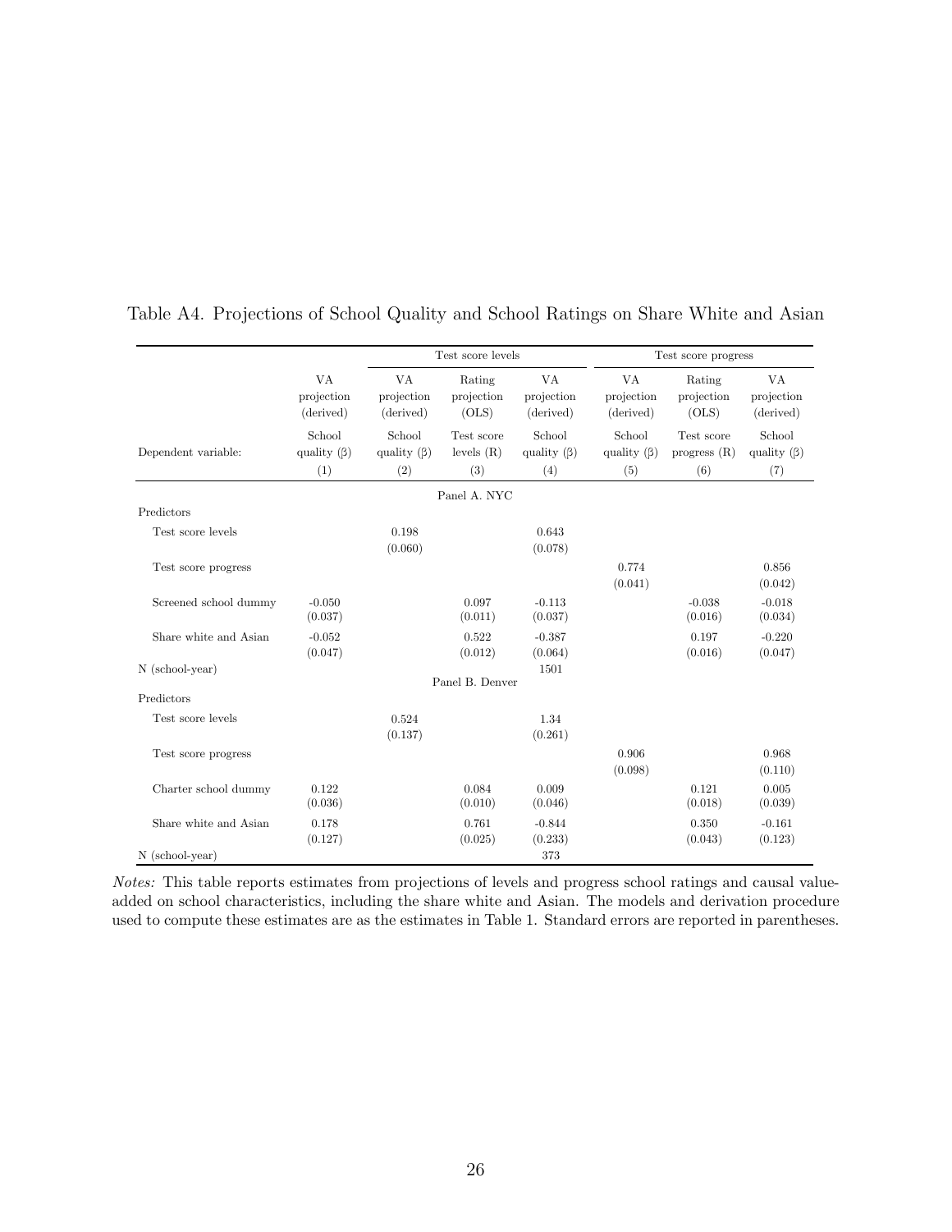Table A4. Projections of School Quality and School Ratings on Share White and Asian

| | | Test score levels | | | Test score progress | | |
|---|---|---|---|---|---|---|---|
| | VA projection (derived) | VA projection (derived) | Rating projection (OLS) | VA projection (derived) | VA projection (derived) | Rating projection (OLS) | VA projection (derived) |
| Dependent variable: | School quality (β) | School quality (β) | Test score levels (R) | School quality (β) | School quality (β) | Test score progress (R) | School quality (β) |
| | (1) | (2) | (3) | (4) | (5) | (6) | (7) |
| | | | Panel A. NYC | | | | |
| Predictors | | | | | | | |
| Test score levels | | 0.198 | | 0.643 | | | |
| | | (0.060) | | (0.078) | | | |
| Test score progress | | | | | 0.774 | | 0.856 |
| | | | | | (0.041) | | (0.042) |
| Screened school dummy | -0.050 | | 0.097 | -0.113 | | -0.038 | -0.018 |
| | (0.037) | | (0.011) | (0.037) | | (0.016) | (0.034) |
| Share white and Asian | -0.052 | | 0.522 | -0.387 | | 0.197 | -0.220 |
| | (0.047) | | (0.012) | (0.064) | | (0.016) | (0.047) |
| N (school-year) | | | | 1501 | | | |
| | | | Panel B. Denver | | | | |
| Predictors | | | | | | | |
| Test score levels | | 0.524 | | 1.34 | | | |
| | | (0.137) | | (0.261) | | | |
| Test score progress | | | | | 0.906 | | 0.968 |
| | | | | | (0.098) | | (0.110) |
| Charter school dummy | 0.122 | | 0.084 | 0.009 | | 0.121 | 0.005 |
| | (0.036) | | (0.010) | (0.046) | | (0.018) | (0.039) |
| Share white and Asian | 0.178 | | 0.761 | -0.844 | | 0.350 | -0.161 |
| | (0.127) | | (0.025) | (0.233) | | (0.043) | (0.123) |
| N (school-year) | | | | 373 | | | |

*Notes:* This table reports estimates from projections of levels and progress school ratings and causal value-added on school characteristics, including the share white and Asian. The models and derivation procedure used to compute these estimates are as the estimates in Table 1. Standard errors are reported in parentheses.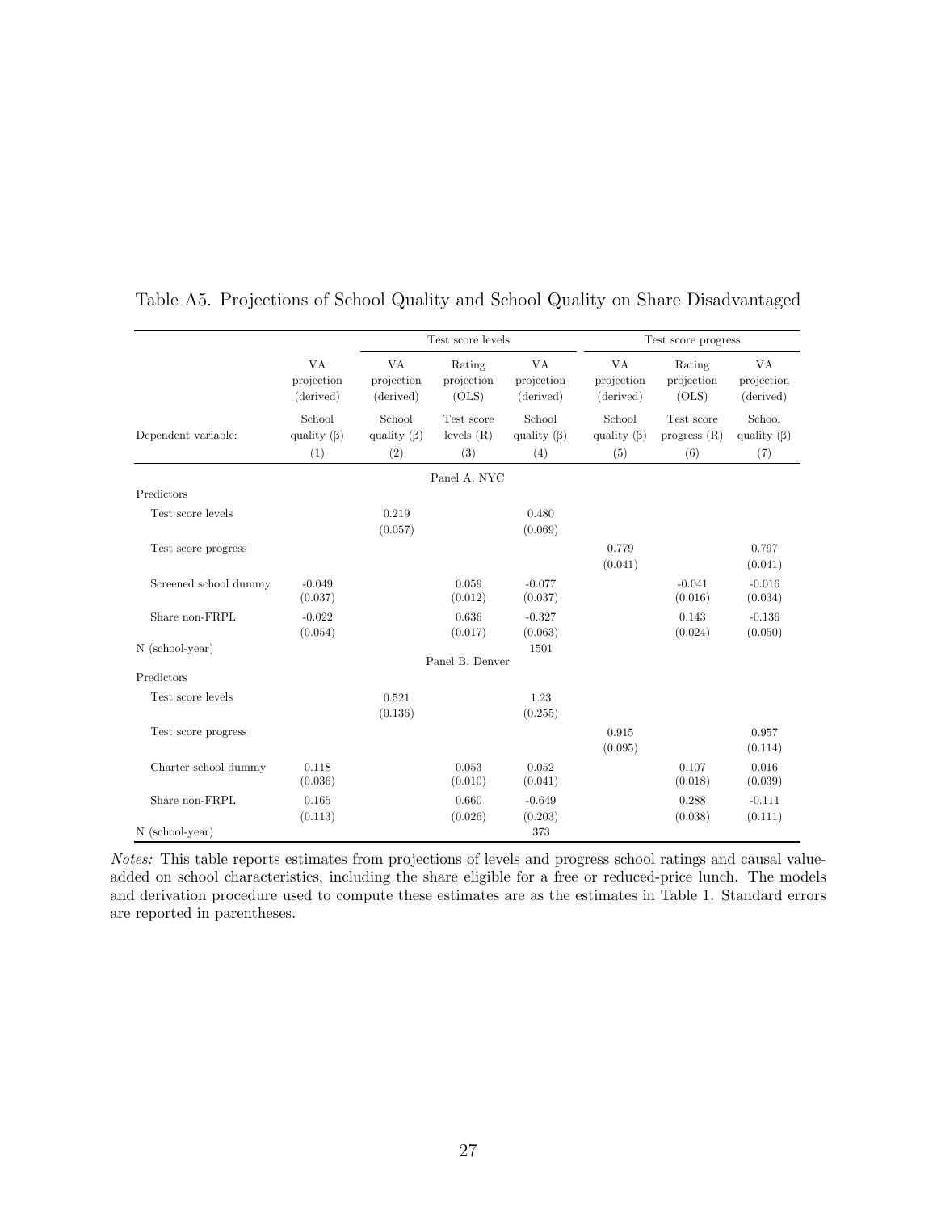Table A5. Projections of School Quality and School Quality on Share Disadvantaged

| | | Test score levels | | | Test score progress | | |
|---|---|---|---|---|---|---|---|
| | VA projection (derived) | VA projection (derived) | Rating projection (OLS) | VA projection (derived) | VA projection (derived) | Rating projection (OLS) | VA projection (derived) |
| Dependent variable: | School quality (β) | School quality (β) | Test score levels (R) | School quality (β) | School quality (β) | Test score progress (R) | School quality (β) |
| | (1) | (2) | (3) | (4) | (5) | (6) | (7) |
| | | | Panel A. NYC | | | | |
| Predictors | | | | | | | |
| Test score levels | | 0.219<br>(0.057) | | 0.480<br>(0.069) | | | |
| Test score progress | | | | | 0.779<br>(0.041) | | 0.797<br>(0.041) |
| Screened school dummy | -0.049<br>(0.037) | | 0.059<br>(0.012) | -0.077<br>(0.037) | | -0.041<br>(0.016) | -0.016<br>(0.034) |
| Share non-FRPL | -0.022<br>(0.054) | | 0.636<br>(0.017) | -0.327<br>(0.063) | | 0.143<br>(0.024) | -0.136<br>(0.050) |
| N (school-year) | | | | 1501 | | | |
| | | | Panel B. Denver | | | | |
| Predictors | | | | | | | |
| Test score levels | | 0.521<br>(0.136) | | 1.23<br>(0.255) | | | |
| Test score progress | | | | | 0.915<br>(0.095) | | 0.957<br>(0.114) |
| Charter school dummy | 0.118<br>(0.036) | | 0.053<br>(0.010) | 0.052<br>(0.041) | | 0.107<br>(0.018) | 0.016<br>(0.039) |
| Share non-FRPL | 0.165<br>(0.113) | | 0.660<br>(0.026) | -0.649<br>(0.203) | | 0.288<br>(0.038) | -0.111<br>(0.111) |
| N (school-year) | | | | 373 | | | |

*Notes:* This table reports estimates from projections of levels and progress school ratings and causal value-added on school characteristics, including the share eligible for a free or reduced-price lunch. The models and derivation procedure used to compute these estimates are as the estimates in Table 1. Standard errors are reported in parentheses.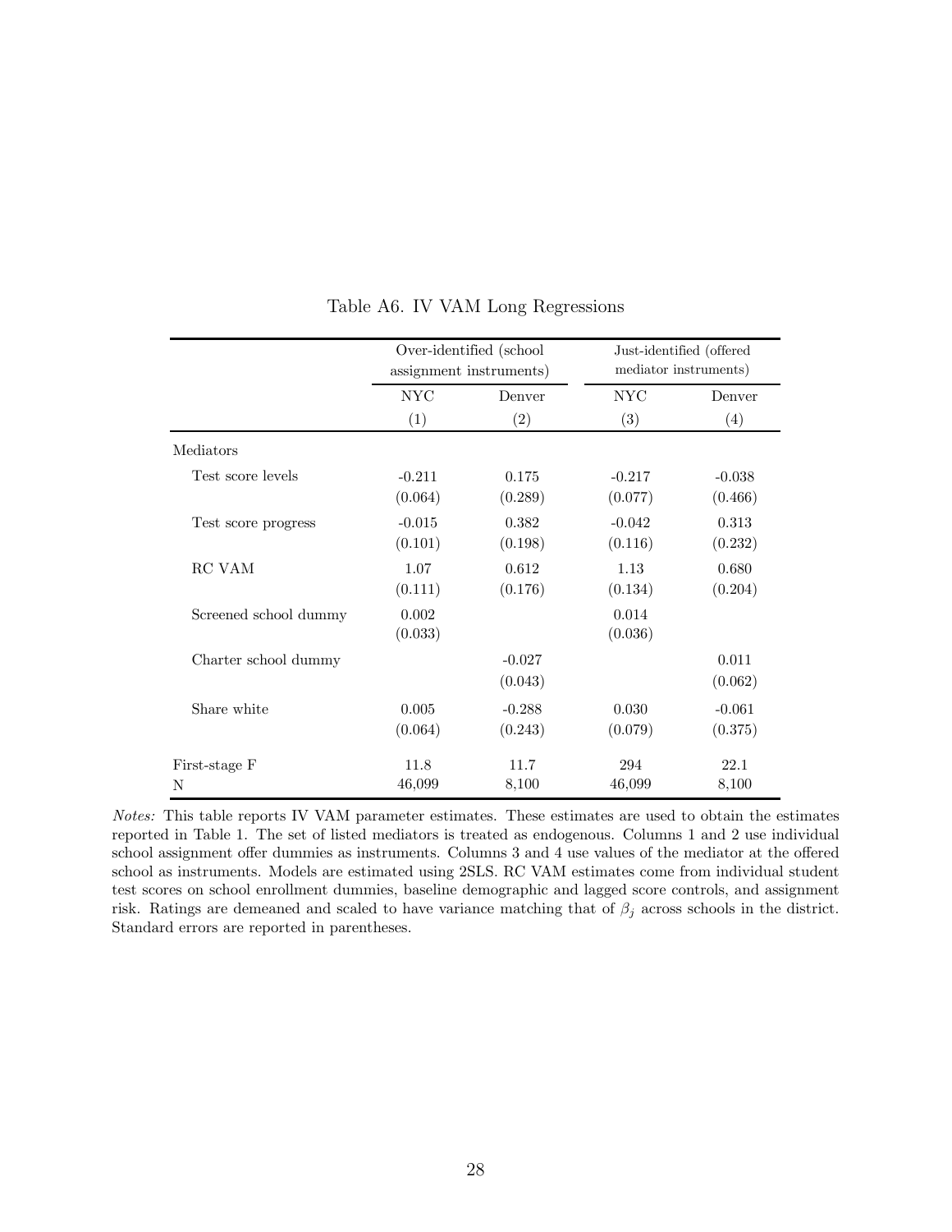Table A6. IV VAM Long Regressions

| | Over-identified (school assignment instruments) | | Just-identified (offered mediator instruments) | |
|---|---|---|---|---|
| | NYC | Denver | NYC | Denver |
| | (1) | (2) | (3) | (4) |
| Mediators | | | | |
| Test score levels | -0.211 | 0.175 | -0.217 | -0.038 |
| | (0.064) | (0.289) | (0.077) | (0.466) |
| Test score progress | -0.015 | 0.382 | -0.042 | 0.313 |
| | (0.101) | (0.198) | (0.116) | (0.232) |
| RC VAM | 1.07 | 0.612 | 1.13 | 0.680 |
| | (0.111) | (0.176) | (0.134) | (0.204) |
| Screened school dummy | 0.002 | | 0.014 | |
| | (0.033) | | (0.036) | |
| Charter school dummy | | -0.027 | | 0.011 |
| | | (0.043) | | (0.062) |
| Share white | 0.005 | -0.288 | 0.030 | -0.061 |
| | (0.064) | (0.243) | (0.079) | (0.375) |
| First-stage F | 11.8 | 11.7 | 294 | 22.1 |
| N | 46,099 | 8,100 | 46,099 | 8,100 |

*Notes:* This table reports IV VAM parameter estimates. These estimates are used to obtain the estimates reported in Table 1. The set of listed mediators is treated as endogenous. Columns 1 and 2 use individual school assignment offer dummies as instruments. Columns 3 and 4 use values of the mediator at the offered school as instruments. Models are estimated using 2SLS. RC VAM estimates come from individual student test scores on school enrollment dummies, baseline demographic and lagged score controls, and assignment risk. Ratings are demeaned and scaled to have variance matching that of $\beta_j$ across schools in the district. Standard errors are reported in parentheses.